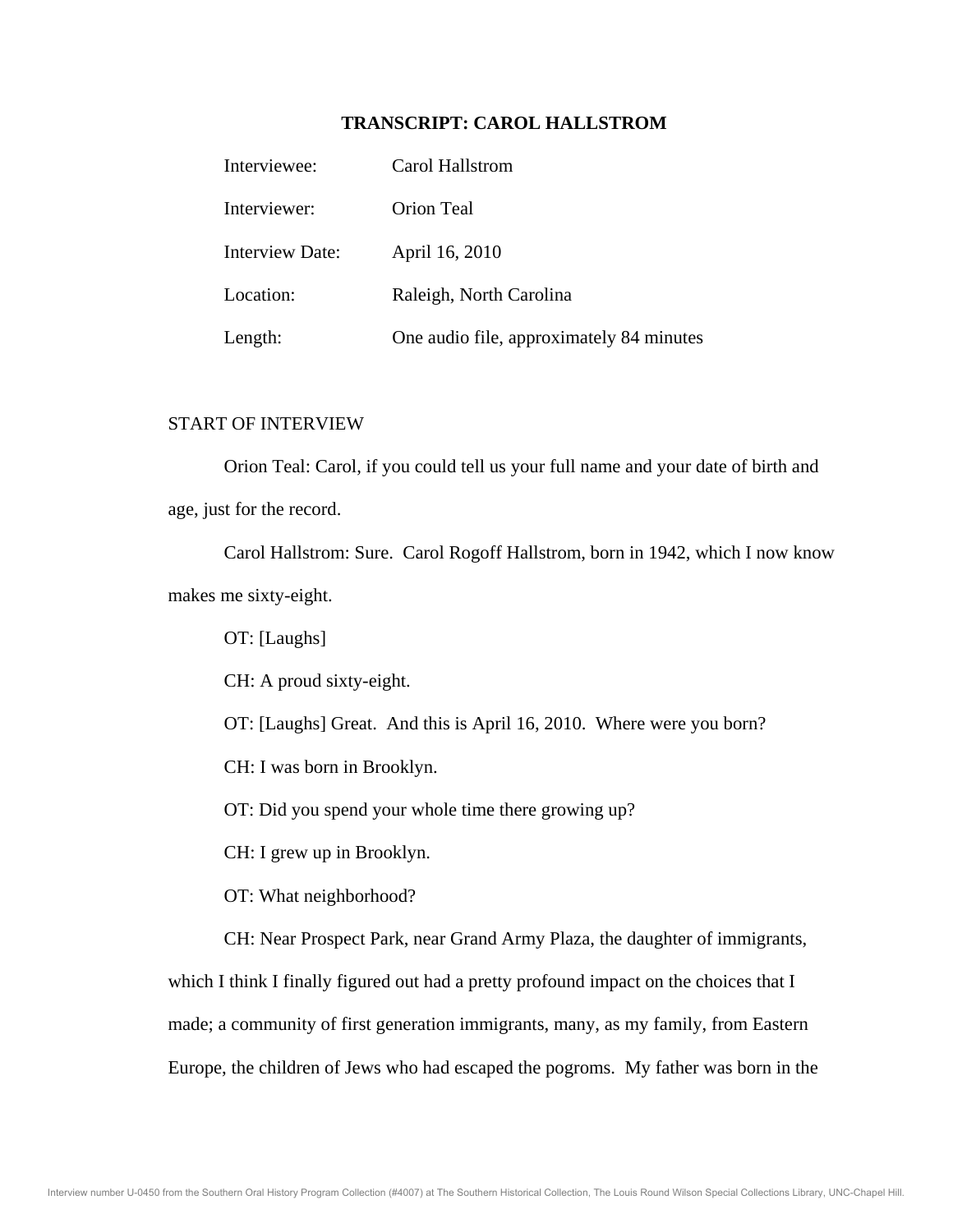# TRANSCRIPT: CAROL HALLSTROM

| | |
|---|---|
| Interviewee: | Carol Hallstrom |
| Interviewer: | Orion Teal |
| Interview Date: | April 16, 2010 |
| Location: | Raleigh, North Carolina |
| Length: | One audio file, approximately 84 minutes |

START OF INTERVIEW

Orion Teal: Carol, if you could tell us your full name and your date of birth and age, just for the record.

Carol Hallstrom: Sure. Carol Rogoff Hallstrom, born in 1942, which I now know makes me sixty-eight.

OT: [Laughs]

CH: A proud sixty-eight.

OT: [Laughs] Great. And this is April 16, 2010. Where were you born?

CH: I was born in Brooklyn.

OT: Did you spend your whole time there growing up?

CH: I grew up in Brooklyn.

OT: What neighborhood?

CH: Near Prospect Park, near Grand Army Plaza, the daughter of immigrants, which I think I finally figured out had a pretty profound impact on the choices that I made; a community of first generation immigrants, many, as my family, from Eastern Europe, the children of Jews who had escaped the pogroms. My father was born in the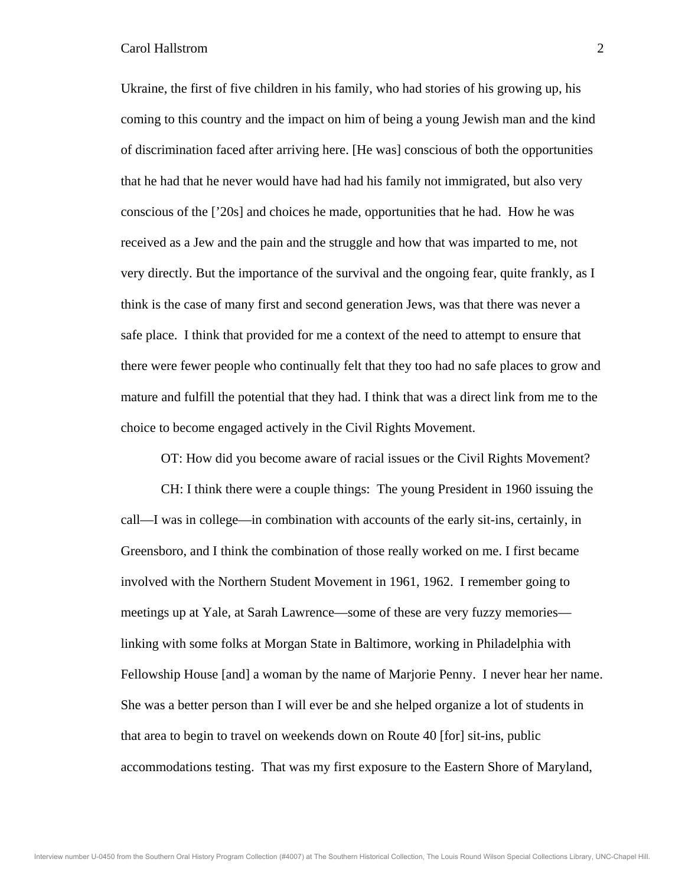Ukraine, the first of five children in his family, who had stories of his growing up, his coming to this country and the impact on him of being a young Jewish man and the kind of discrimination faced after arriving here. [He was] conscious of both the opportunities that he had that he never would have had had his family not immigrated, but also very conscious of the ['20s] and choices he made, opportunities that he had. How he was received as a Jew and the pain and the struggle and how that was imparted to me, not very directly. But the importance of the survival and the ongoing fear, quite frankly, as I think is the case of many first and second generation Jews, was that there was never a safe place. I think that provided for me a context of the need to attempt to ensure that there were fewer people who continually felt that they too had no safe places to grow and mature and fulfill the potential that they had. I think that was a direct link from me to the choice to become engaged actively in the Civil Rights Movement.

OT: How did you become aware of racial issues or the Civil Rights Movement?

CH: I think there were a couple things: The young President in 1960 issuing the call—I was in college—in combination with accounts of the early sit-ins, certainly, in Greensboro, and I think the combination of those really worked on me. I first became involved with the Northern Student Movement in 1961, 1962. I remember going to meetings up at Yale, at Sarah Lawrence—some of these are very fuzzy memories—linking with some folks at Morgan State in Baltimore, working in Philadelphia with Fellowship House [and] a woman by the name of Marjorie Penny. I never hear her name. She was a better person than I will ever be and she helped organize a lot of students in that area to begin to travel on weekends down on Route 40 [for] sit-ins, public accommodations testing. That was my first exposure to the Eastern Shore of Maryland,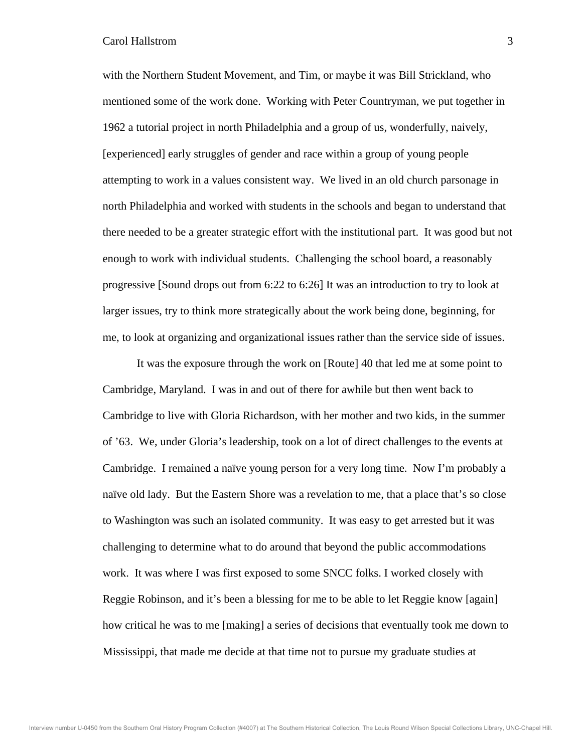with the Northern Student Movement, and Tim, or maybe it was Bill Strickland, who mentioned some of the work done. Working with Peter Countryman, we put together in 1962 a tutorial project in north Philadelphia and a group of us, wonderfully, naively, [experienced] early struggles of gender and race within a group of young people attempting to work in a values consistent way. We lived in an old church parsonage in north Philadelphia and worked with students in the schools and began to understand that there needed to be a greater strategic effort with the institutional part. It was good but not enough to work with individual students. Challenging the school board, a reasonably progressive [Sound drops out from 6:22 to 6:26] It was an introduction to try to look at larger issues, try to think more strategically about the work being done, beginning, for me, to look at organizing and organizational issues rather than the service side of issues.

It was the exposure through the work on [Route] 40 that led me at some point to Cambridge, Maryland. I was in and out of there for awhile but then went back to Cambridge to live with Gloria Richardson, with her mother and two kids, in the summer of '63. We, under Gloria's leadership, took on a lot of direct challenges to the events at Cambridge. I remained a naïve young person for a very long time. Now I'm probably a naïve old lady. But the Eastern Shore was a revelation to me, that a place that's so close to Washington was such an isolated community. It was easy to get arrested but it was challenging to determine what to do around that beyond the public accommodations work. It was where I was first exposed to some SNCC folks. I worked closely with Reggie Robinson, and it's been a blessing for me to be able to let Reggie know [again] how critical he was to me [making] a series of decisions that eventually took me down to Mississippi, that made me decide at that time not to pursue my graduate studies at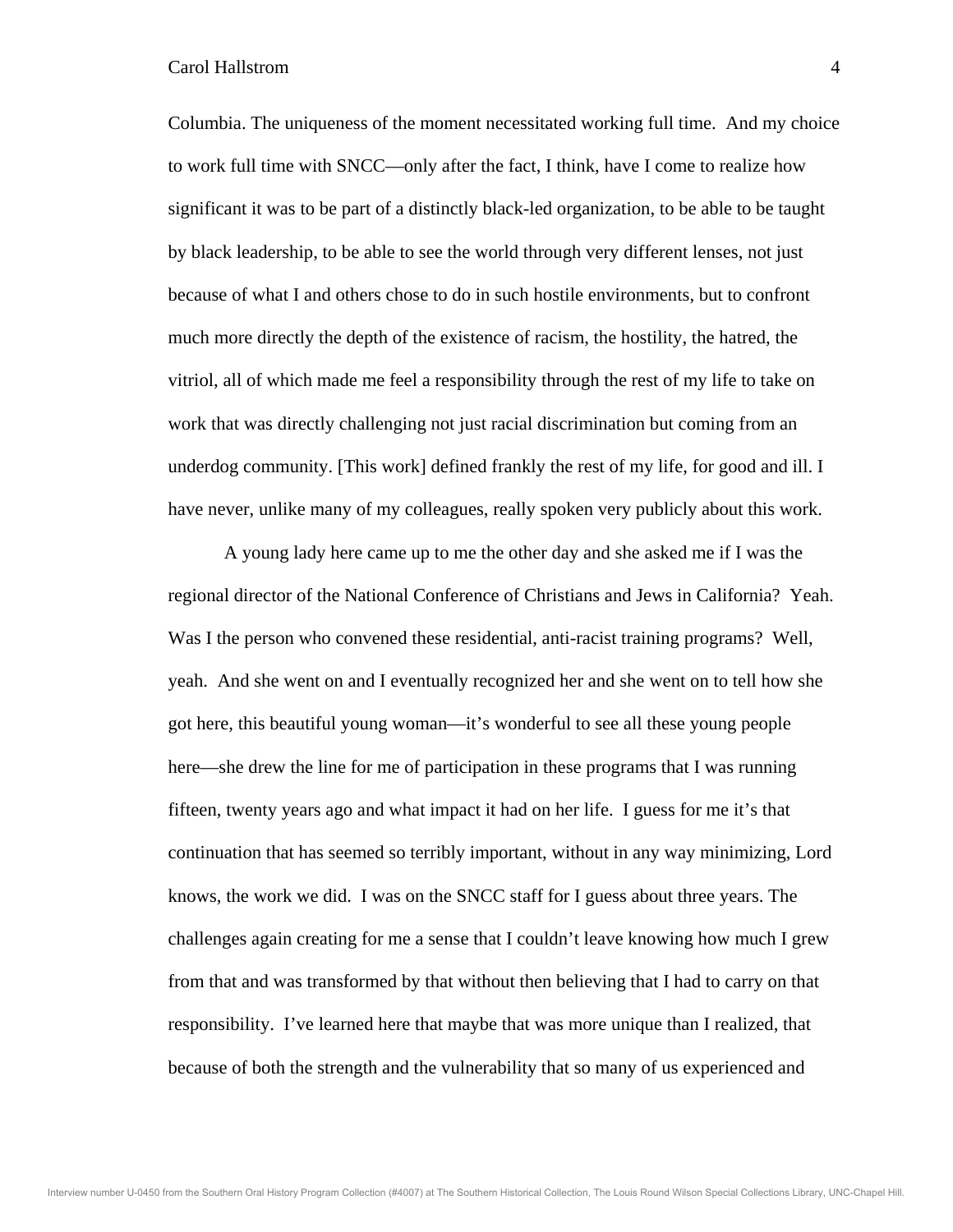Columbia. The uniqueness of the moment necessitated working full time. And my choice to work full time with SNCC—only after the fact, I think, have I come to realize how significant it was to be part of a distinctly black-led organization, to be able to be taught by black leadership, to be able to see the world through very different lenses, not just because of what I and others chose to do in such hostile environments, but to confront much more directly the depth of the existence of racism, the hostility, the hatred, the vitriol, all of which made me feel a responsibility through the rest of my life to take on work that was directly challenging not just racial discrimination but coming from an underdog community. [This work] defined frankly the rest of my life, for good and ill. I have never, unlike many of my colleagues, really spoken very publicly about this work.

A young lady here came up to me the other day and she asked me if I was the regional director of the National Conference of Christians and Jews in California? Yeah. Was I the person who convened these residential, anti-racist training programs? Well, yeah. And she went on and I eventually recognized her and she went on to tell how she got here, this beautiful young woman—it's wonderful to see all these young people here—she drew the line for me of participation in these programs that I was running fifteen, twenty years ago and what impact it had on her life. I guess for me it's that continuation that has seemed so terribly important, without in any way minimizing, Lord knows, the work we did. I was on the SNCC staff for I guess about three years. The challenges again creating for me a sense that I couldn't leave knowing how much I grew from that and was transformed by that without then believing that I had to carry on that responsibility. I've learned here that maybe that was more unique than I realized, that because of both the strength and the vulnerability that so many of us experienced and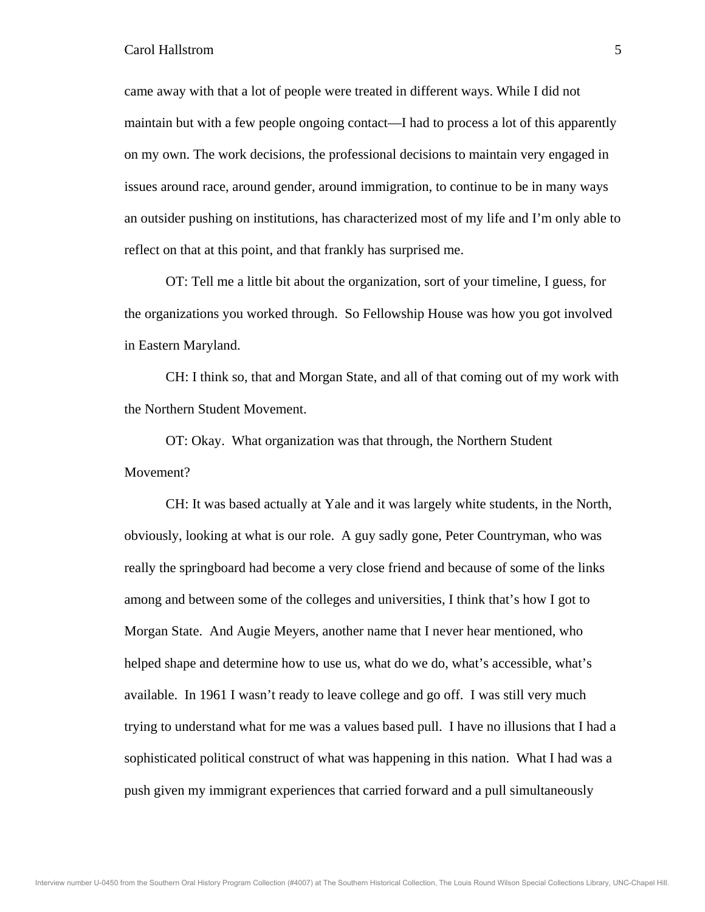came away with that a lot of people were treated in different ways. While I did not maintain but with a few people ongoing contact—I had to process a lot of this apparently on my own. The work decisions, the professional decisions to maintain very engaged in issues around race, around gender, around immigration, to continue to be in many ways an outsider pushing on institutions, has characterized most of my life and I'm only able to reflect on that at this point, and that frankly has surprised me.

OT: Tell me a little bit about the organization, sort of your timeline, I guess, for the organizations you worked through. So Fellowship House was how you got involved in Eastern Maryland.

CH: I think so, that and Morgan State, and all of that coming out of my work with the Northern Student Movement.

OT: Okay. What organization was that through, the Northern Student Movement?

CH: It was based actually at Yale and it was largely white students, in the North, obviously, looking at what is our role. A guy sadly gone, Peter Countryman, who was really the springboard had become a very close friend and because of some of the links among and between some of the colleges and universities, I think that's how I got to Morgan State. And Augie Meyers, another name that I never hear mentioned, who helped shape and determine how to use us, what do we do, what's accessible, what's available. In 1961 I wasn't ready to leave college and go off. I was still very much trying to understand what for me was a values based pull. I have no illusions that I had a sophisticated political construct of what was happening in this nation. What I had was a push given my immigrant experiences that carried forward and a pull simultaneously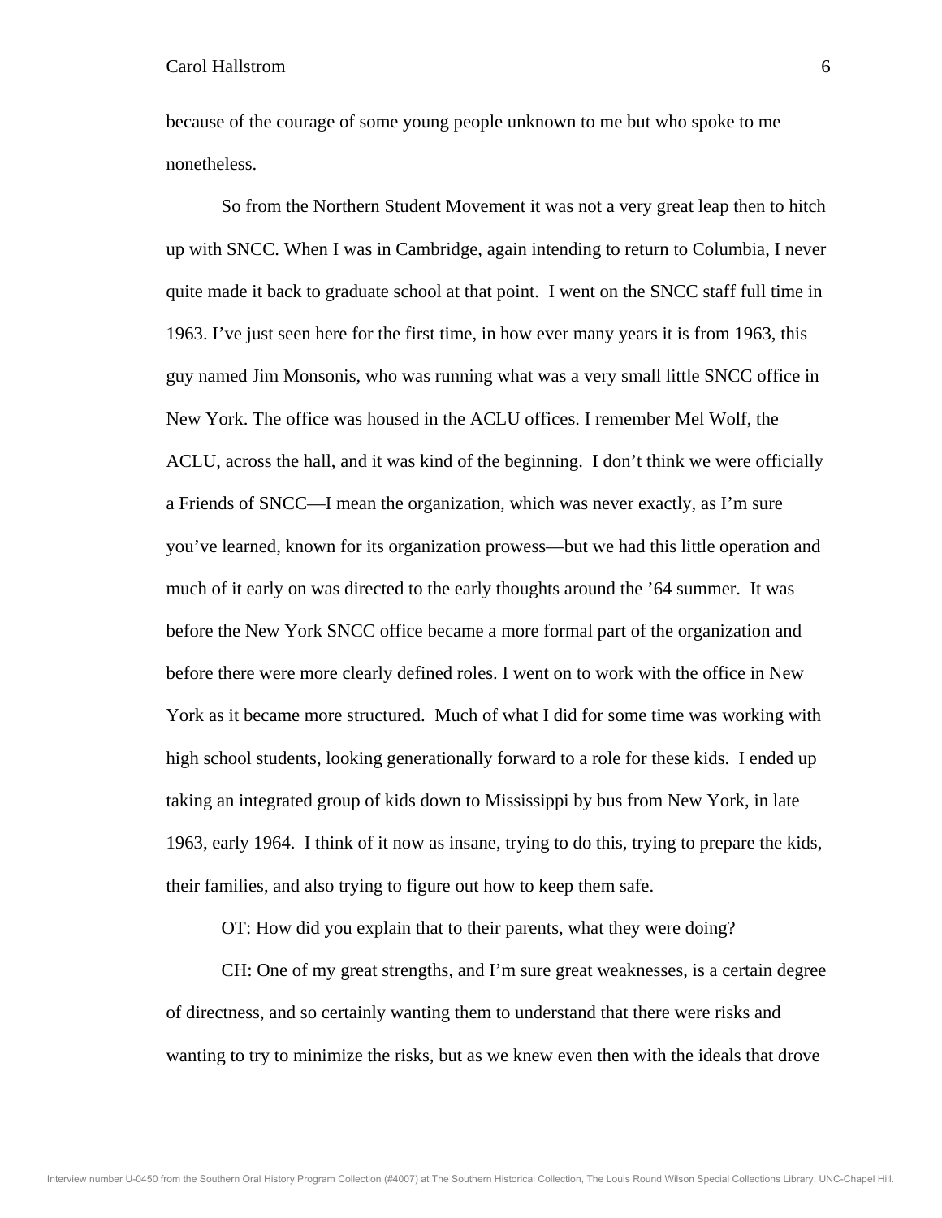because of the courage of some young people unknown to me but who spoke to me nonetheless.

So from the Northern Student Movement it was not a very great leap then to hitch up with SNCC. When I was in Cambridge, again intending to return to Columbia, I never quite made it back to graduate school at that point. I went on the SNCC staff full time in 1963. I've just seen here for the first time, in how ever many years it is from 1963, this guy named Jim Monsonis, who was running what was a very small little SNCC office in New York. The office was housed in the ACLU offices. I remember Mel Wolf, the ACLU, across the hall, and it was kind of the beginning. I don't think we were officially a Friends of SNCC—I mean the organization, which was never exactly, as I'm sure you've learned, known for its organization prowess—but we had this little operation and much of it early on was directed to the early thoughts around the '64 summer. It was before the New York SNCC office became a more formal part of the organization and before there were more clearly defined roles. I went on to work with the office in New York as it became more structured. Much of what I did for some time was working with high school students, looking generationally forward to a role for these kids. I ended up taking an integrated group of kids down to Mississippi by bus from New York, in late 1963, early 1964. I think of it now as insane, trying to do this, trying to prepare the kids, their families, and also trying to figure out how to keep them safe.

OT: How did you explain that to their parents, what they were doing?

CH: One of my great strengths, and I'm sure great weaknesses, is a certain degree of directness, and so certainly wanting them to understand that there were risks and wanting to try to minimize the risks, but as we knew even then with the ideals that drove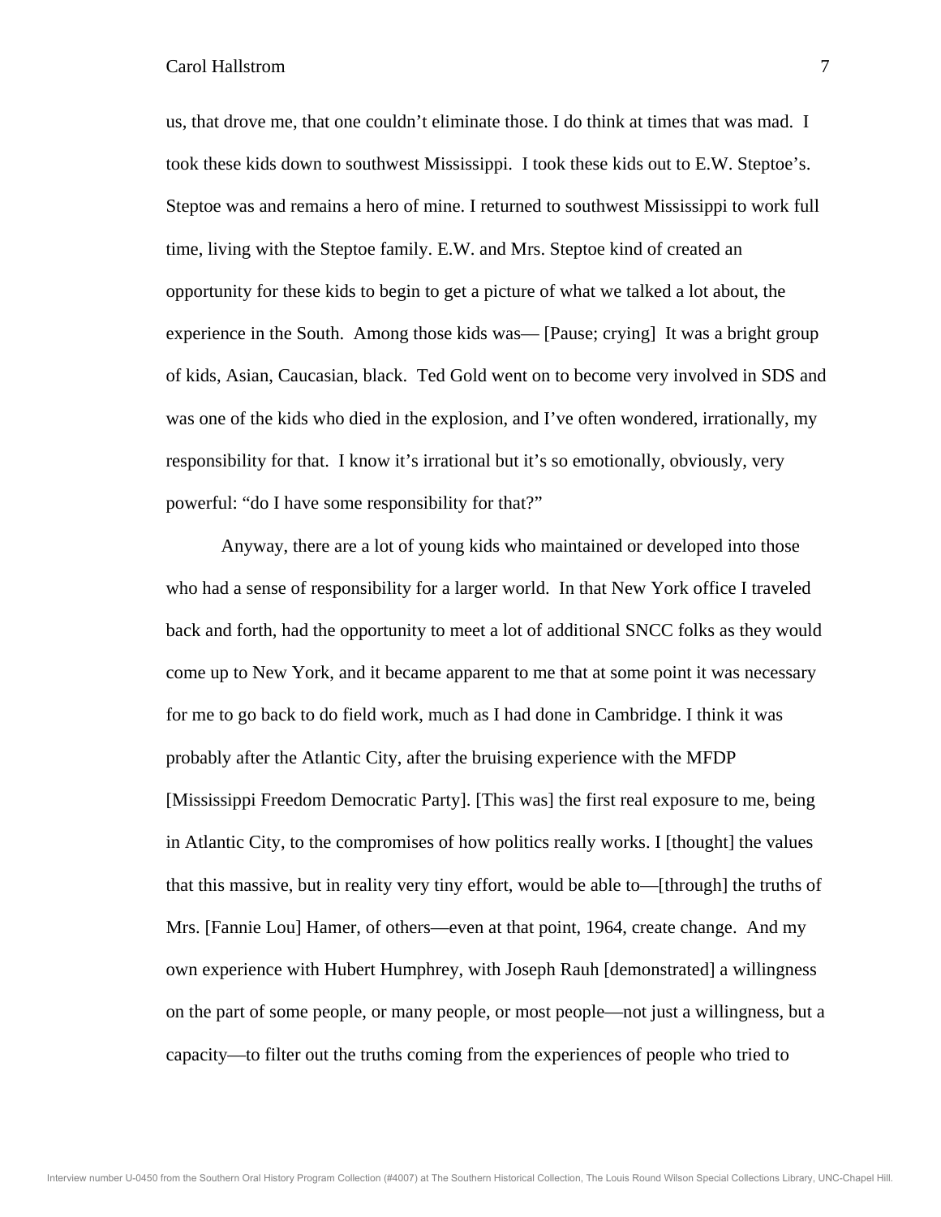us, that drove me, that one couldn't eliminate those. I do think at times that was mad. I took these kids down to southwest Mississippi. I took these kids out to E.W. Steptoe's. Steptoe was and remains a hero of mine. I returned to southwest Mississippi to work full time, living with the Steptoe family. E.W. and Mrs. Steptoe kind of created an opportunity for these kids to begin to get a picture of what we talked a lot about, the experience in the South. Among those kids was— [Pause; crying] It was a bright group of kids, Asian, Caucasian, black. Ted Gold went on to become very involved in SDS and was one of the kids who died in the explosion, and I've often wondered, irrationally, my responsibility for that. I know it's irrational but it's so emotionally, obviously, very powerful: "do I have some responsibility for that?"

Anyway, there are a lot of young kids who maintained or developed into those who had a sense of responsibility for a larger world. In that New York office I traveled back and forth, had the opportunity to meet a lot of additional SNCC folks as they would come up to New York, and it became apparent to me that at some point it was necessary for me to go back to do field work, much as I had done in Cambridge. I think it was probably after the Atlantic City, after the bruising experience with the MFDP [Mississippi Freedom Democratic Party]. [This was] the first real exposure to me, being in Atlantic City, to the compromises of how politics really works. I [thought] the values that this massive, but in reality very tiny effort, would be able to—[through] the truths of Mrs. [Fannie Lou] Hamer, of others—even at that point, 1964, create change. And my own experience with Hubert Humphrey, with Joseph Rauh [demonstrated] a willingness on the part of some people, or many people, or most people—not just a willingness, but a capacity—to filter out the truths coming from the experiences of people who tried to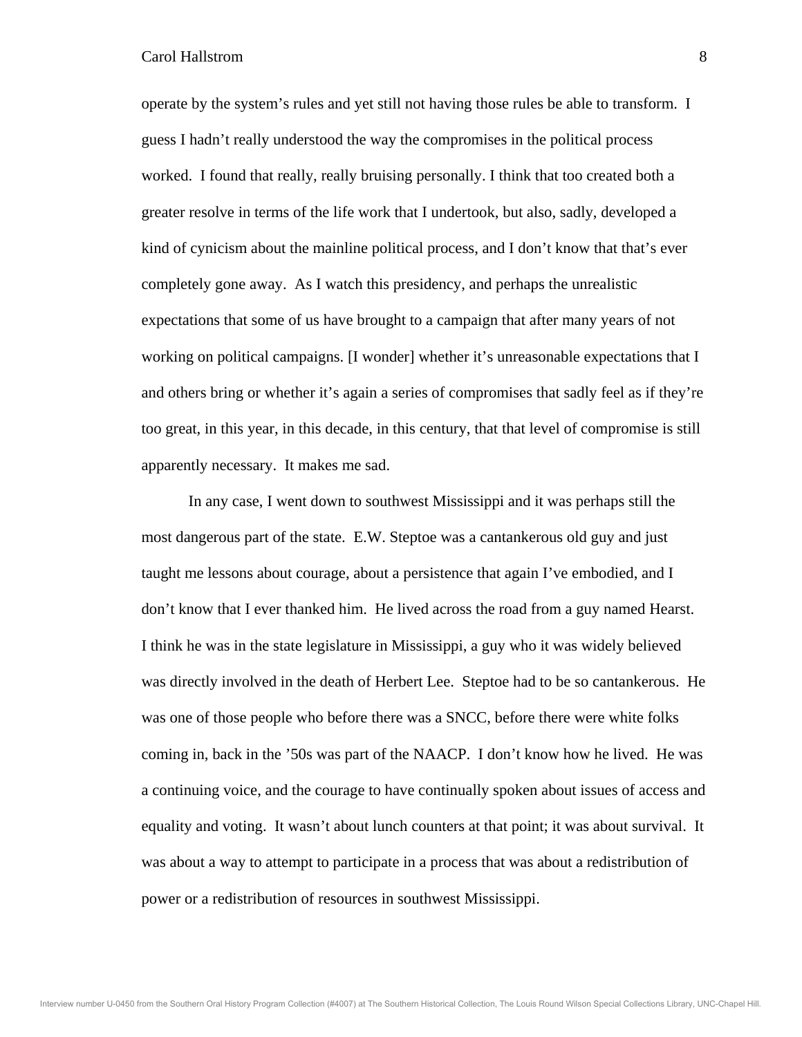operate by the system's rules and yet still not having those rules be able to transform. I guess I hadn't really understood the way the compromises in the political process worked. I found that really, really bruising personally. I think that too created both a greater resolve in terms of the life work that I undertook, but also, sadly, developed a kind of cynicism about the mainline political process, and I don't know that that's ever completely gone away. As I watch this presidency, and perhaps the unrealistic expectations that some of us have brought to a campaign that after many years of not working on political campaigns. [I wonder] whether it's unreasonable expectations that I and others bring or whether it's again a series of compromises that sadly feel as if they're too great, in this year, in this decade, in this century, that that level of compromise is still apparently necessary. It makes me sad.

In any case, I went down to southwest Mississippi and it was perhaps still the most dangerous part of the state. E.W. Steptoe was a cantankerous old guy and just taught me lessons about courage, about a persistence that again I've embodied, and I don't know that I ever thanked him. He lived across the road from a guy named Hearst. I think he was in the state legislature in Mississippi, a guy who it was widely believed was directly involved in the death of Herbert Lee. Steptoe had to be so cantankerous. He was one of those people who before there was a SNCC, before there were white folks coming in, back in the '50s was part of the NAACP. I don't know how he lived. He was a continuing voice, and the courage to have continually spoken about issues of access and equality and voting. It wasn't about lunch counters at that point; it was about survival. It was about a way to attempt to participate in a process that was about a redistribution of power or a redistribution of resources in southwest Mississippi.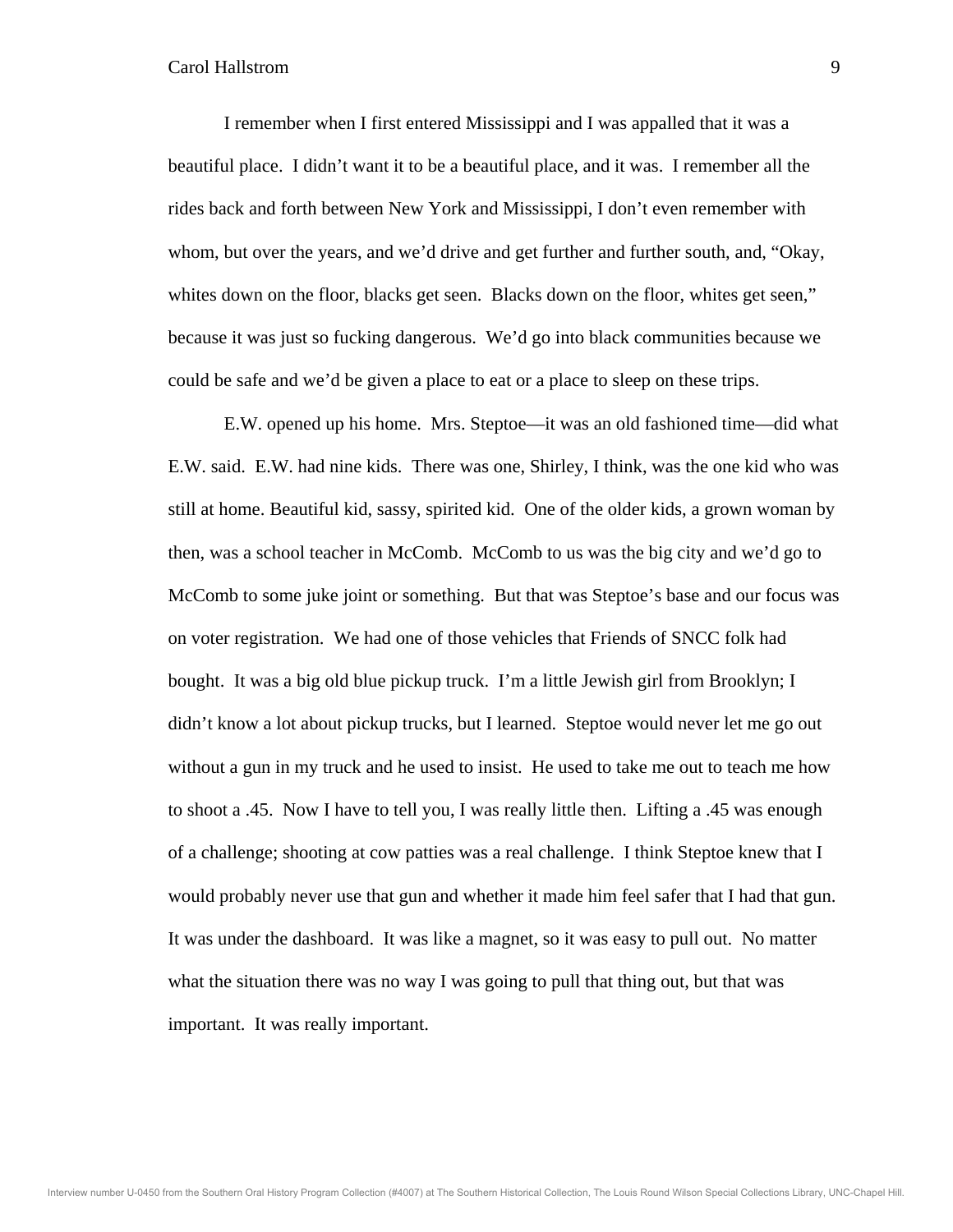I remember when I first entered Mississippi and I was appalled that it was a beautiful place. I didn't want it to be a beautiful place, and it was. I remember all the rides back and forth between New York and Mississippi, I don't even remember with whom, but over the years, and we'd drive and get further and further south, and, "Okay, whites down on the floor, blacks get seen. Blacks down on the floor, whites get seen," because it was just so fucking dangerous. We'd go into black communities because we could be safe and we'd be given a place to eat or a place to sleep on these trips.

E.W. opened up his home. Mrs. Steptoe—it was an old fashioned time—did what E.W. said. E.W. had nine kids. There was one, Shirley, I think, was the one kid who was still at home. Beautiful kid, sassy, spirited kid. One of the older kids, a grown woman by then, was a school teacher in McComb. McComb to us was the big city and we'd go to McComb to some juke joint or something. But that was Steptoe's base and our focus was on voter registration. We had one of those vehicles that Friends of SNCC folk had bought. It was a big old blue pickup truck. I'm a little Jewish girl from Brooklyn; I didn't know a lot about pickup trucks, but I learned. Steptoe would never let me go out without a gun in my truck and he used to insist. He used to take me out to teach me how to shoot a .45. Now I have to tell you, I was really little then. Lifting a .45 was enough of a challenge; shooting at cow patties was a real challenge. I think Steptoe knew that I would probably never use that gun and whether it made him feel safer that I had that gun. It was under the dashboard. It was like a magnet, so it was easy to pull out. No matter what the situation there was no way I was going to pull that thing out, but that was important. It was really important.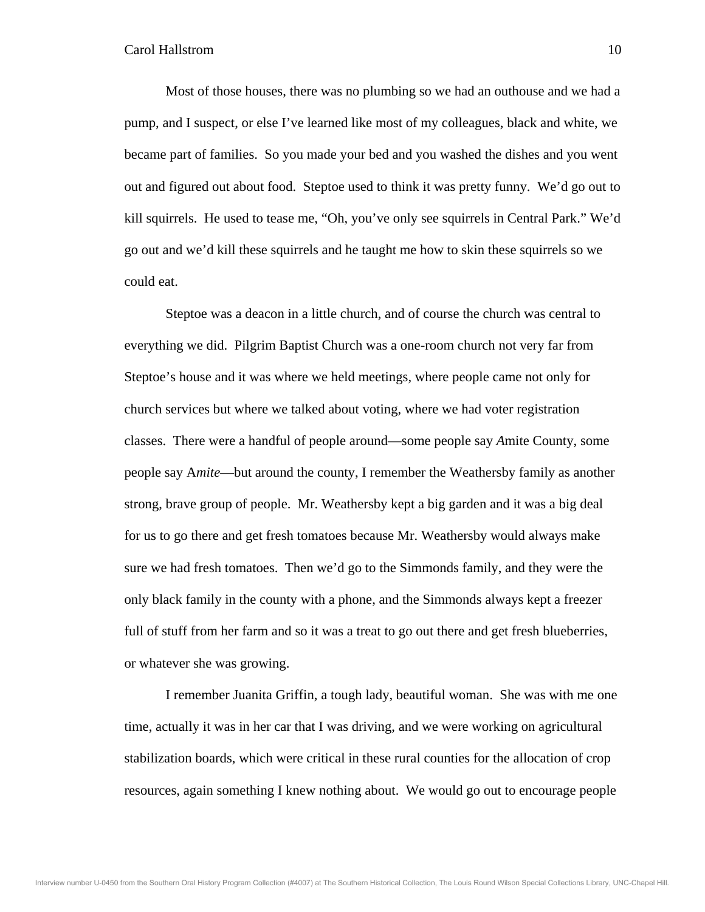Most of those houses, there was no plumbing so we had an outhouse and we had a pump, and I suspect, or else I've learned like most of my colleagues, black and white, we became part of families. So you made your bed and you washed the dishes and you went out and figured out about food. Steptoe used to think it was pretty funny. We'd go out to kill squirrels. He used to tease me, "Oh, you've only see squirrels in Central Park." We'd go out and we'd kill these squirrels and he taught me how to skin these squirrels so we could eat.

Steptoe was a deacon in a little church, and of course the church was central to everything we did. Pilgrim Baptist Church was a one-room church not very far from Steptoe's house and it was where we held meetings, where people came not only for church services but where we talked about voting, where we had voter registration classes. There were a handful of people around—some people say *A*mite County, some people say A*mite*—but around the county, I remember the Weathersby family as another strong, brave group of people. Mr. Weathersby kept a big garden and it was a big deal for us to go there and get fresh tomatoes because Mr. Weathersby would always make sure we had fresh tomatoes. Then we'd go to the Simmonds family, and they were the only black family in the county with a phone, and the Simmonds always kept a freezer full of stuff from her farm and so it was a treat to go out there and get fresh blueberries, or whatever she was growing.

I remember Juanita Griffin, a tough lady, beautiful woman. She was with me one time, actually it was in her car that I was driving, and we were working on agricultural stabilization boards, which were critical in these rural counties for the allocation of crop resources, again something I knew nothing about. We would go out to encourage people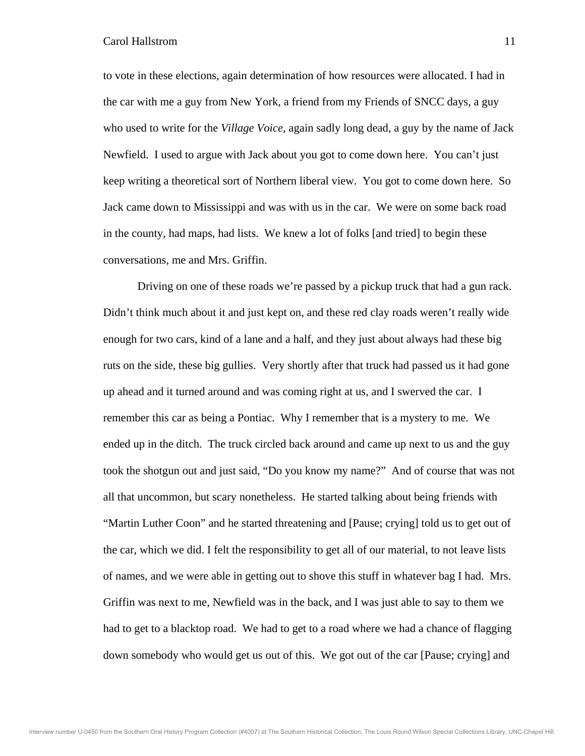to vote in these elections, again determination of how resources were allocated. I had in the car with me a guy from New York, a friend from my Friends of SNCC days, a guy who used to write for the *Village Voice*, again sadly long dead, a guy by the name of Jack Newfield. I used to argue with Jack about you got to come down here. You can't just keep writing a theoretical sort of Northern liberal view. You got to come down here. So Jack came down to Mississippi and was with us in the car. We were on some back road in the county, had maps, had lists. We knew a lot of folks [and tried] to begin these conversations, me and Mrs. Griffin.

Driving on one of these roads we're passed by a pickup truck that had a gun rack. Didn't think much about it and just kept on, and these red clay roads weren't really wide enough for two cars, kind of a lane and a half, and they just about always had these big ruts on the side, these big gullies. Very shortly after that truck had passed us it had gone up ahead and it turned around and was coming right at us, and I swerved the car. I remember this car as being a Pontiac. Why I remember that is a mystery to me. We ended up in the ditch. The truck circled back around and came up next to us and the guy took the shotgun out and just said, "Do you know my name?" And of course that was not all that uncommon, but scary nonetheless. He started talking about being friends with "Martin Luther Coon" and he started threatening and [Pause; crying] told us to get out of the car, which we did. I felt the responsibility to get all of our material, to not leave lists of names, and we were able in getting out to shove this stuff in whatever bag I had. Mrs. Griffin was next to me, Newfield was in the back, and I was just able to say to them we had to get to a blacktop road. We had to get to a road where we had a chance of flagging down somebody who would get us out of this. We got out of the car [Pause; crying] and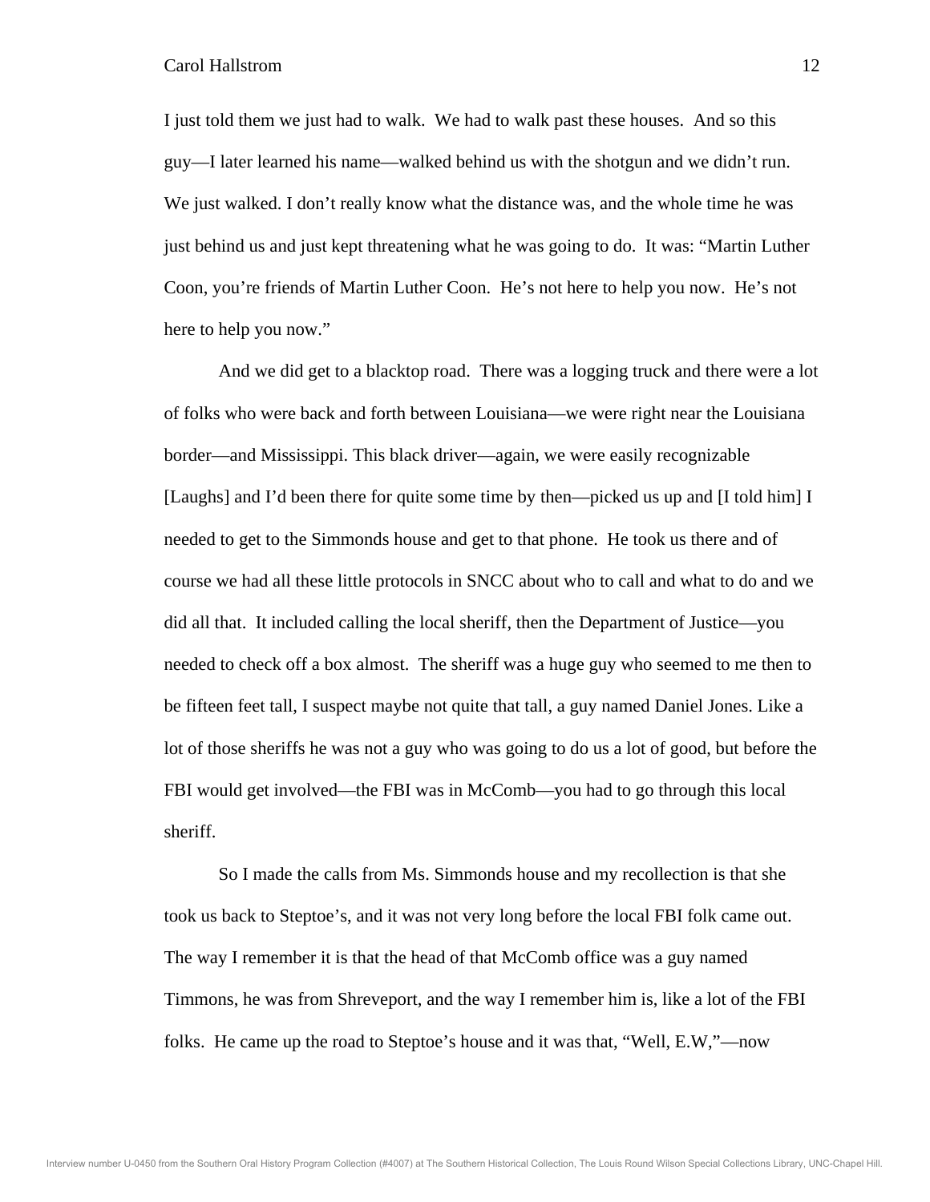I just told them we just had to walk. We had to walk past these houses. And so this guy—I later learned his name—walked behind us with the shotgun and we didn't run. We just walked. I don't really know what the distance was, and the whole time he was just behind us and just kept threatening what he was going to do. It was: "Martin Luther Coon, you're friends of Martin Luther Coon. He's not here to help you now. He's not here to help you now."

And we did get to a blacktop road. There was a logging truck and there were a lot of folks who were back and forth between Louisiana—we were right near the Louisiana border—and Mississippi. This black driver—again, we were easily recognizable [Laughs] and I'd been there for quite some time by then—picked us up and [I told him] I needed to get to the Simmonds house and get to that phone. He took us there and of course we had all these little protocols in SNCC about who to call and what to do and we did all that. It included calling the local sheriff, then the Department of Justice—you needed to check off a box almost. The sheriff was a huge guy who seemed to me then to be fifteen feet tall, I suspect maybe not quite that tall, a guy named Daniel Jones. Like a lot of those sheriffs he was not a guy who was going to do us a lot of good, but before the FBI would get involved—the FBI was in McComb—you had to go through this local sheriff.

So I made the calls from Ms. Simmonds house and my recollection is that she took us back to Steptoe's, and it was not very long before the local FBI folk came out. The way I remember it is that the head of that McComb office was a guy named Timmons, he was from Shreveport, and the way I remember him is, like a lot of the FBI folks. He came up the road to Steptoe's house and it was that, "Well, E.W,"—now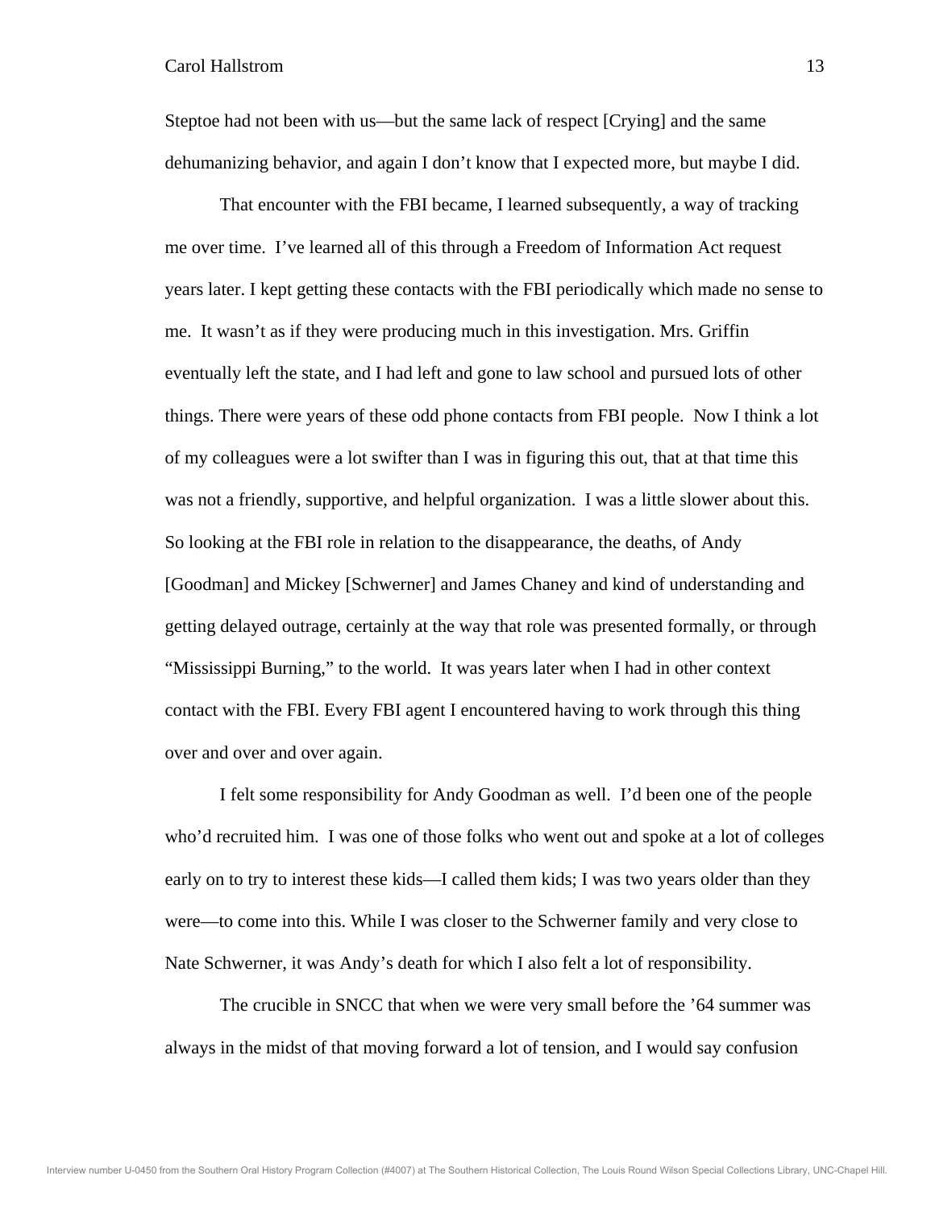Steptoe had not been with us—but the same lack of respect [Crying] and the same dehumanizing behavior, and again I don't know that I expected more, but maybe I did.

That encounter with the FBI became, I learned subsequently, a way of tracking me over time. I've learned all of this through a Freedom of Information Act request years later. I kept getting these contacts with the FBI periodically which made no sense to me. It wasn't as if they were producing much in this investigation. Mrs. Griffin eventually left the state, and I had left and gone to law school and pursued lots of other things. There were years of these odd phone contacts from FBI people. Now I think a lot of my colleagues were a lot swifter than I was in figuring this out, that at that time this was not a friendly, supportive, and helpful organization. I was a little slower about this. So looking at the FBI role in relation to the disappearance, the deaths, of Andy [Goodman] and Mickey [Schwerner] and James Chaney and kind of understanding and getting delayed outrage, certainly at the way that role was presented formally, or through "Mississippi Burning," to the world. It was years later when I had in other context contact with the FBI. Every FBI agent I encountered having to work through this thing over and over and over again.

I felt some responsibility for Andy Goodman as well. I'd been one of the people who'd recruited him. I was one of those folks who went out and spoke at a lot of colleges early on to try to interest these kids—I called them kids; I was two years older than they were—to come into this. While I was closer to the Schwerner family and very close to Nate Schwerner, it was Andy's death for which I also felt a lot of responsibility.

The crucible in SNCC that when we were very small before the '64 summer was always in the midst of that moving forward a lot of tension, and I would say confusion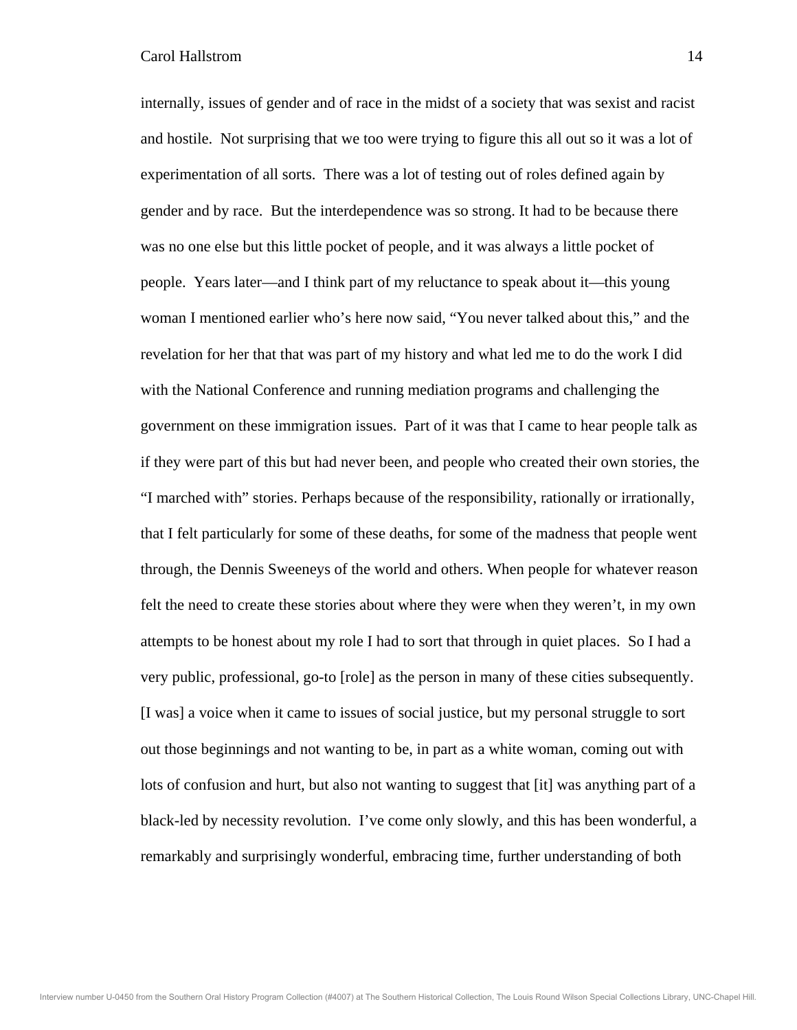internally, issues of gender and of race in the midst of a society that was sexist and racist and hostile. Not surprising that we too were trying to figure this all out so it was a lot of experimentation of all sorts. There was a lot of testing out of roles defined again by gender and by race. But the interdependence was so strong. It had to be because there was no one else but this little pocket of people, and it was always a little pocket of people. Years later—and I think part of my reluctance to speak about it—this young woman I mentioned earlier who's here now said, "You never talked about this," and the revelation for her that that was part of my history and what led me to do the work I did with the National Conference and running mediation programs and challenging the government on these immigration issues. Part of it was that I came to hear people talk as if they were part of this but had never been, and people who created their own stories, the "I marched with" stories. Perhaps because of the responsibility, rationally or irrationally, that I felt particularly for some of these deaths, for some of the madness that people went through, the Dennis Sweeneys of the world and others. When people for whatever reason felt the need to create these stories about where they were when they weren't, in my own attempts to be honest about my role I had to sort that through in quiet places. So I had a very public, professional, go-to [role] as the person in many of these cities subsequently. [I was] a voice when it came to issues of social justice, but my personal struggle to sort out those beginnings and not wanting to be, in part as a white woman, coming out with lots of confusion and hurt, but also not wanting to suggest that [it] was anything part of a black-led by necessity revolution. I've come only slowly, and this has been wonderful, a remarkably and surprisingly wonderful, embracing time, further understanding of both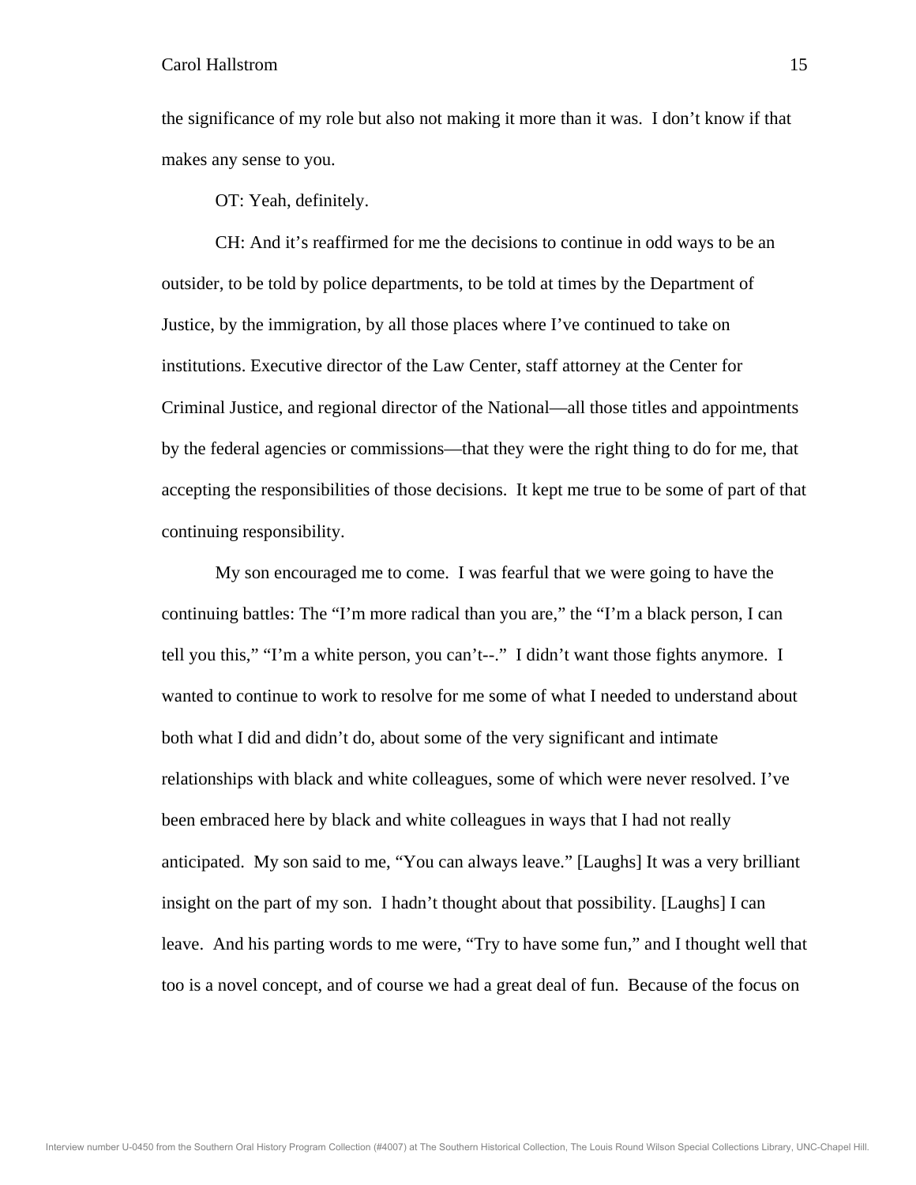the significance of my role but also not making it more than it was. I don't know if that makes any sense to you.

OT: Yeah, definitely.

CH: And it's reaffirmed for me the decisions to continue in odd ways to be an outsider, to be told by police departments, to be told at times by the Department of Justice, by the immigration, by all those places where I've continued to take on institutions. Executive director of the Law Center, staff attorney at the Center for Criminal Justice, and regional director of the National—all those titles and appointments by the federal agencies or commissions—that they were the right thing to do for me, that accepting the responsibilities of those decisions. It kept me true to be some of part of that continuing responsibility.

My son encouraged me to come. I was fearful that we were going to have the continuing battles: The "I'm more radical than you are," the "I'm a black person, I can tell you this," "I'm a white person, you can't--." I didn't want those fights anymore. I wanted to continue to work to resolve for me some of what I needed to understand about both what I did and didn't do, about some of the very significant and intimate relationships with black and white colleagues, some of which were never resolved. I've been embraced here by black and white colleagues in ways that I had not really anticipated. My son said to me, "You can always leave." [Laughs] It was a very brilliant insight on the part of my son. I hadn't thought about that possibility. [Laughs] I can leave. And his parting words to me were, "Try to have some fun," and I thought well that too is a novel concept, and of course we had a great deal of fun. Because of the focus on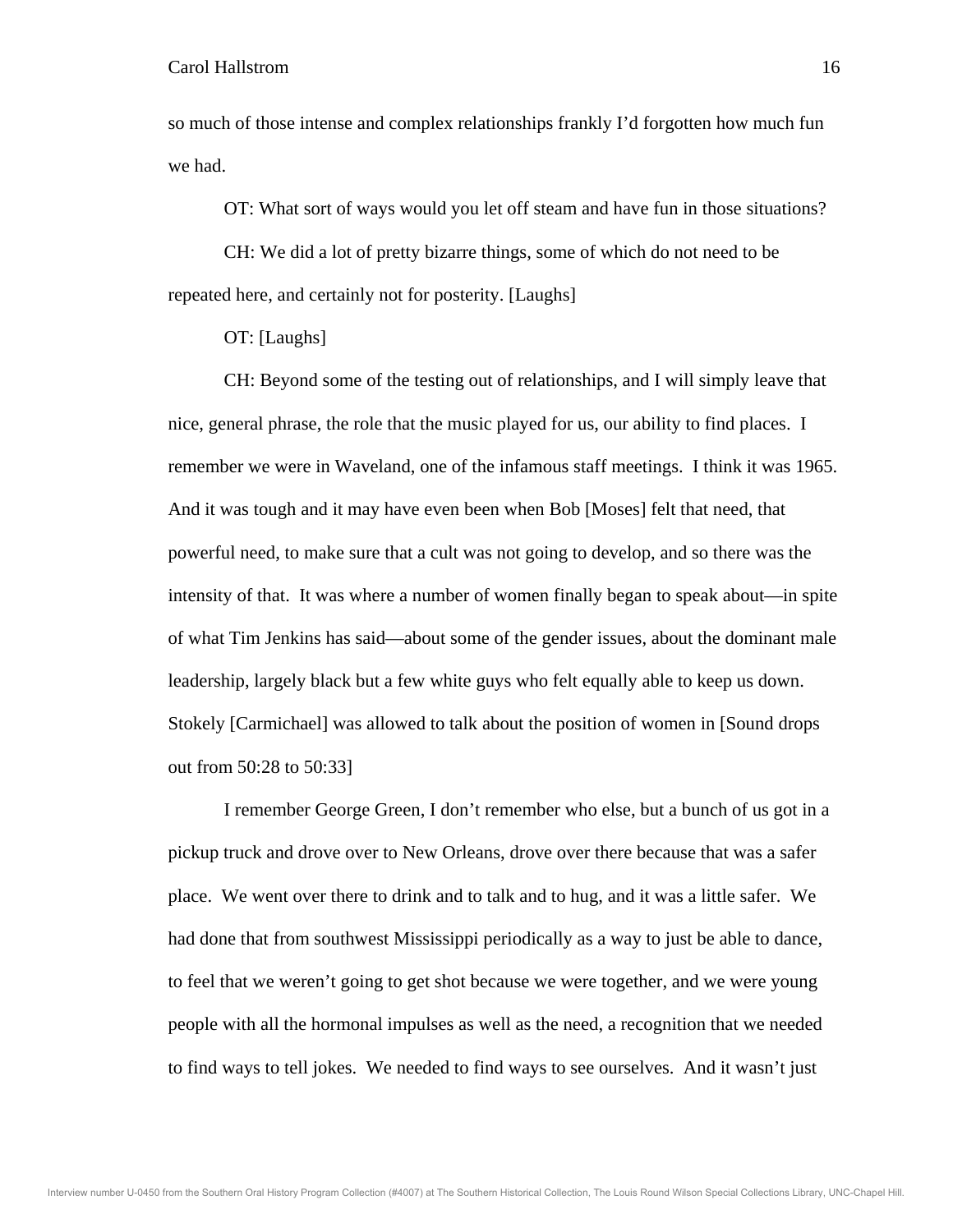so much of those intense and complex relationships frankly I'd forgotten how much fun we had.

OT: What sort of ways would you let off steam and have fun in those situations?

CH: We did a lot of pretty bizarre things, some of which do not need to be repeated here, and certainly not for posterity. [Laughs]

OT: [Laughs]

CH: Beyond some of the testing out of relationships, and I will simply leave that nice, general phrase, the role that the music played for us, our ability to find places. I remember we were in Waveland, one of the infamous staff meetings. I think it was 1965. And it was tough and it may have even been when Bob [Moses] felt that need, that powerful need, to make sure that a cult was not going to develop, and so there was the intensity of that. It was where a number of women finally began to speak about—in spite of what Tim Jenkins has said—about some of the gender issues, about the dominant male leadership, largely black but a few white guys who felt equally able to keep us down. Stokely [Carmichael] was allowed to talk about the position of women in [Sound drops out from 50:28 to 50:33]

I remember George Green, I don't remember who else, but a bunch of us got in a pickup truck and drove over to New Orleans, drove over there because that was a safer place. We went over there to drink and to talk and to hug, and it was a little safer. We had done that from southwest Mississippi periodically as a way to just be able to dance, to feel that we weren't going to get shot because we were together, and we were young people with all the hormonal impulses as well as the need, a recognition that we needed to find ways to tell jokes. We needed to find ways to see ourselves. And it wasn't just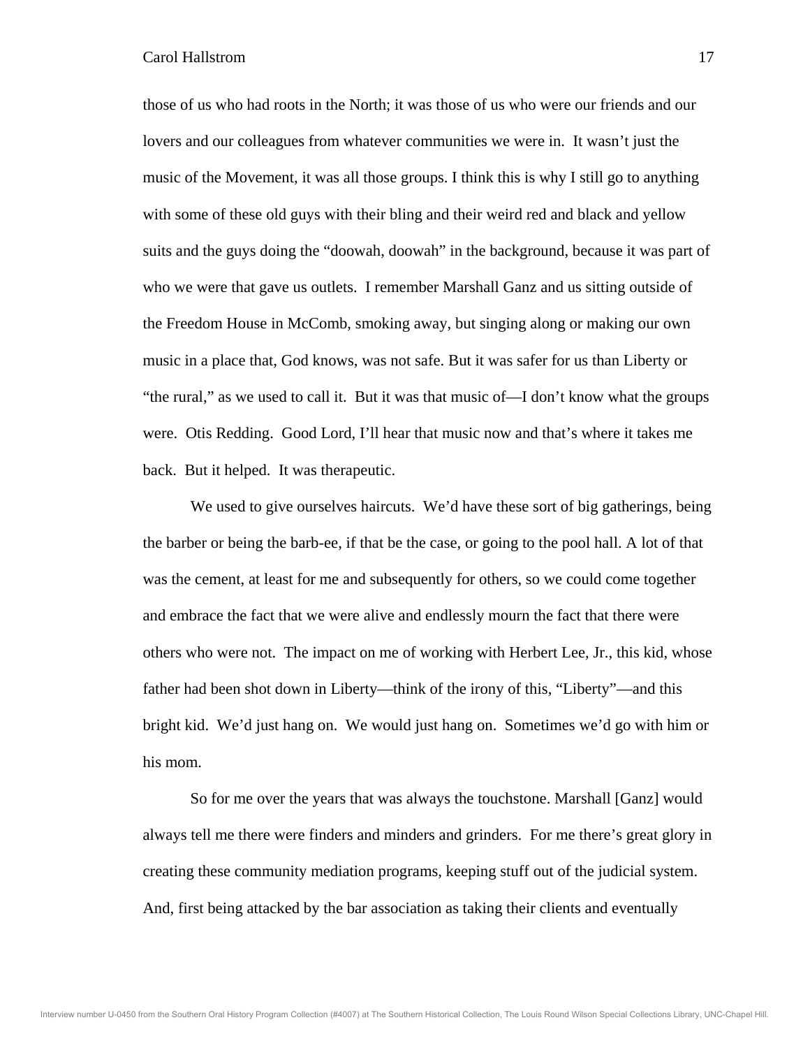those of us who had roots in the North; it was those of us who were our friends and our lovers and our colleagues from whatever communities we were in. It wasn't just the music of the Movement, it was all those groups. I think this is why I still go to anything with some of these old guys with their bling and their weird red and black and yellow suits and the guys doing the "doowah, doowah" in the background, because it was part of who we were that gave us outlets. I remember Marshall Ganz and us sitting outside of the Freedom House in McComb, smoking away, but singing along or making our own music in a place that, God knows, was not safe. But it was safer for us than Liberty or "the rural," as we used to call it. But it was that music of—I don't know what the groups were. Otis Redding. Good Lord, I'll hear that music now and that's where it takes me back. But it helped. It was therapeutic.

We used to give ourselves haircuts. We'd have these sort of big gatherings, being the barber or being the barb-ee, if that be the case, or going to the pool hall. A lot of that was the cement, at least for me and subsequently for others, so we could come together and embrace the fact that we were alive and endlessly mourn the fact that there were others who were not. The impact on me of working with Herbert Lee, Jr., this kid, whose father had been shot down in Liberty—think of the irony of this, "Liberty"—and this bright kid. We'd just hang on. We would just hang on. Sometimes we'd go with him or his mom.

So for me over the years that was always the touchstone. Marshall [Ganz] would always tell me there were finders and minders and grinders. For me there's great glory in creating these community mediation programs, keeping stuff out of the judicial system. And, first being attacked by the bar association as taking their clients and eventually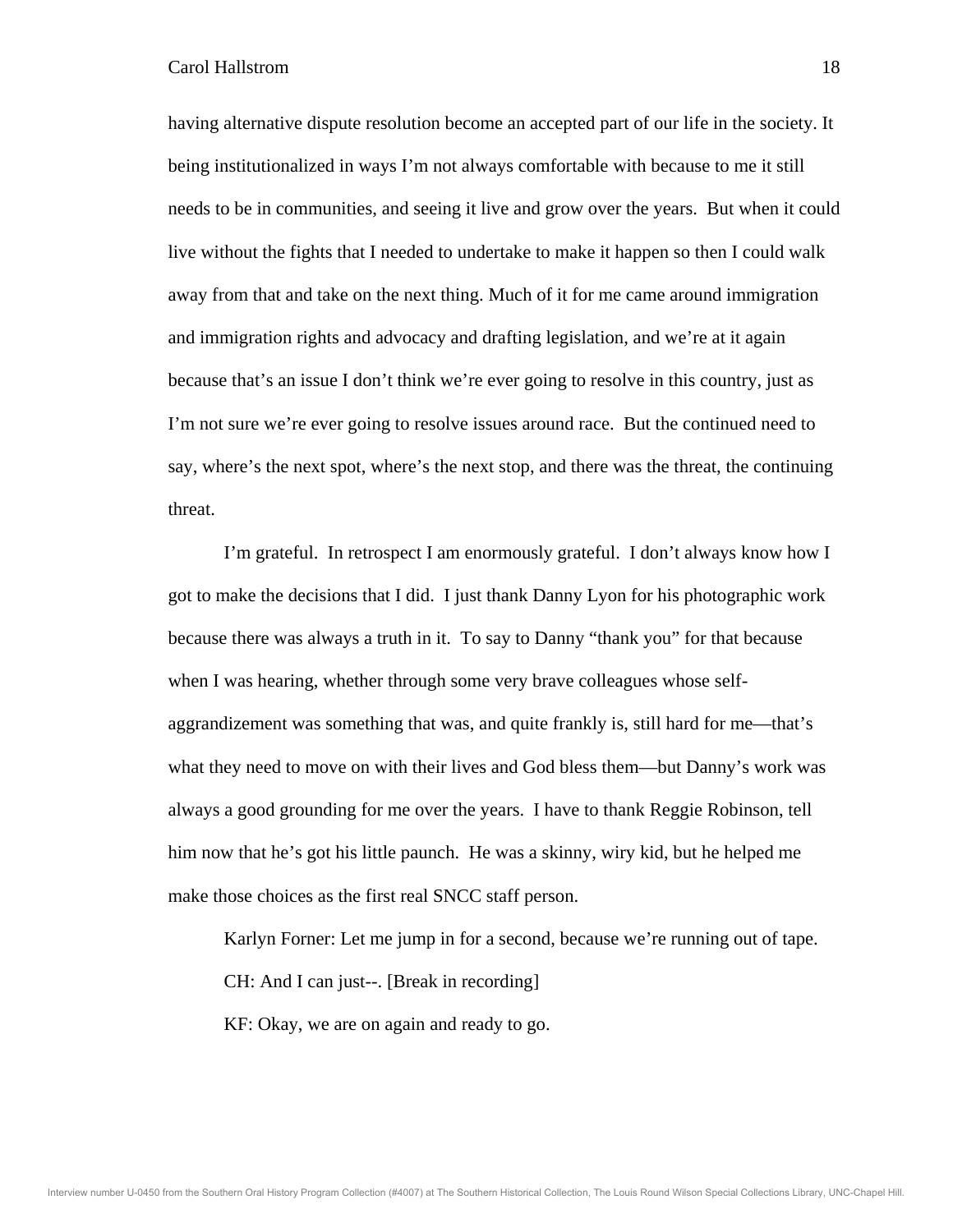having alternative dispute resolution become an accepted part of our life in the society. It being institutionalized in ways I'm not always comfortable with because to me it still needs to be in communities, and seeing it live and grow over the years. But when it could live without the fights that I needed to undertake to make it happen so then I could walk away from that and take on the next thing. Much of it for me came around immigration and immigration rights and advocacy and drafting legislation, and we're at it again because that's an issue I don't think we're ever going to resolve in this country, just as I'm not sure we're ever going to resolve issues around race. But the continued need to say, where's the next spot, where's the next stop, and there was the threat, the continuing threat.

I'm grateful. In retrospect I am enormously grateful. I don't always know how I got to make the decisions that I did. I just thank Danny Lyon for his photographic work because there was always a truth in it. To say to Danny "thank you" for that because when I was hearing, whether through some very brave colleagues whose self-aggrandizement was something that was, and quite frankly is, still hard for me—that's what they need to move on with their lives and God bless them—but Danny's work was always a good grounding for me over the years. I have to thank Reggie Robinson, tell him now that he's got his little paunch. He was a skinny, wiry kid, but he helped me make those choices as the first real SNCC staff person.

Karlyn Forner: Let me jump in for a second, because we're running out of tape.

CH: And I can just--. [Break in recording]

KF: Okay, we are on again and ready to go.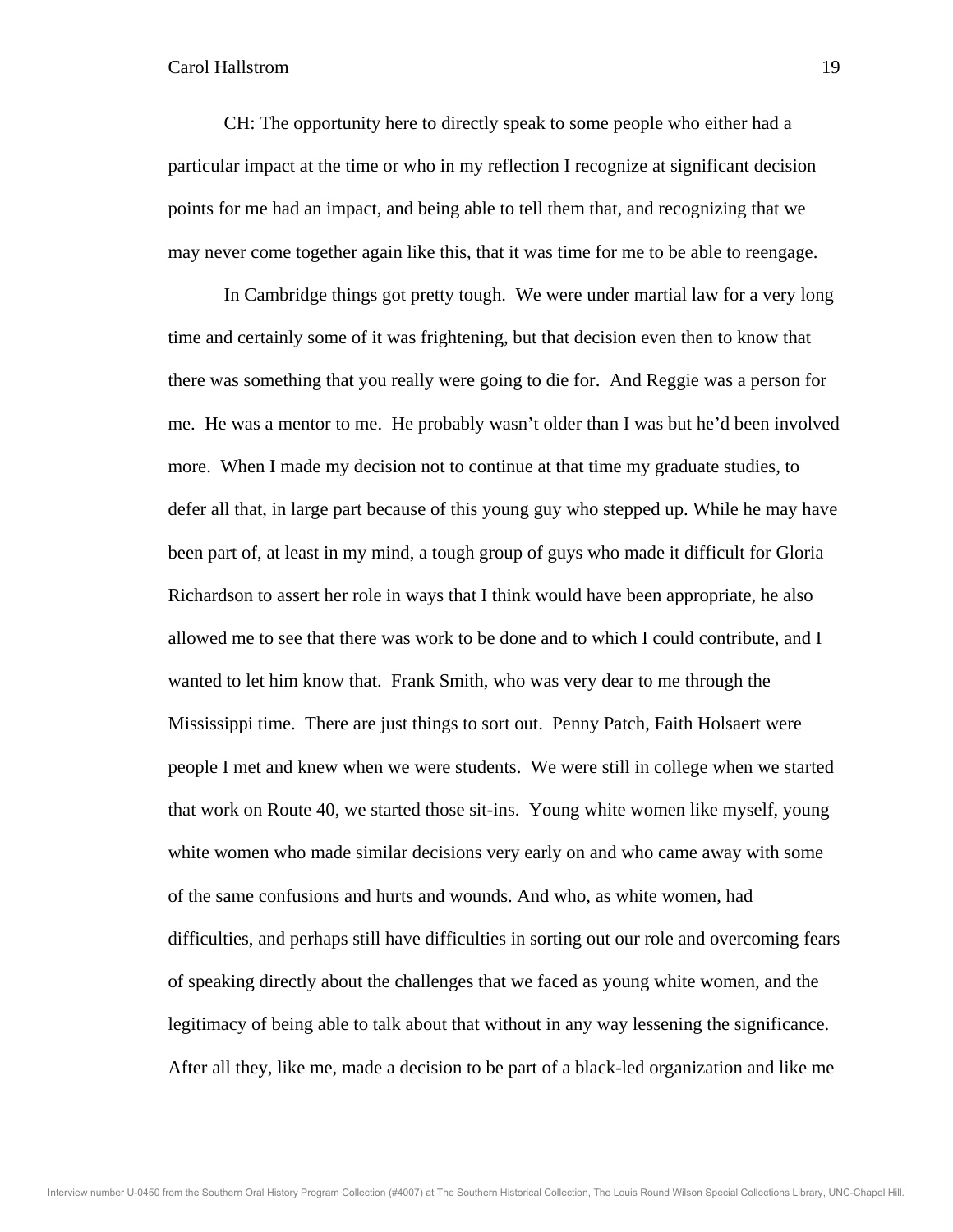CH: The opportunity here to directly speak to some people who either had a particular impact at the time or who in my reflection I recognize at significant decision points for me had an impact, and being able to tell them that, and recognizing that we may never come together again like this, that it was time for me to be able to reengage.

In Cambridge things got pretty tough. We were under martial law for a very long time and certainly some of it was frightening, but that decision even then to know that there was something that you really were going to die for. And Reggie was a person for me. He was a mentor to me. He probably wasn't older than I was but he'd been involved more. When I made my decision not to continue at that time my graduate studies, to defer all that, in large part because of this young guy who stepped up. While he may have been part of, at least in my mind, a tough group of guys who made it difficult for Gloria Richardson to assert her role in ways that I think would have been appropriate, he also allowed me to see that there was work to be done and to which I could contribute, and I wanted to let him know that. Frank Smith, who was very dear to me through the Mississippi time. There are just things to sort out. Penny Patch, Faith Holsaert were people I met and knew when we were students. We were still in college when we started that work on Route 40, we started those sit-ins. Young white women like myself, young white women who made similar decisions very early on and who came away with some of the same confusions and hurts and wounds. And who, as white women, had difficulties, and perhaps still have difficulties in sorting out our role and overcoming fears of speaking directly about the challenges that we faced as young white women, and the legitimacy of being able to talk about that without in any way lessening the significance. After all they, like me, made a decision to be part of a black-led organization and like me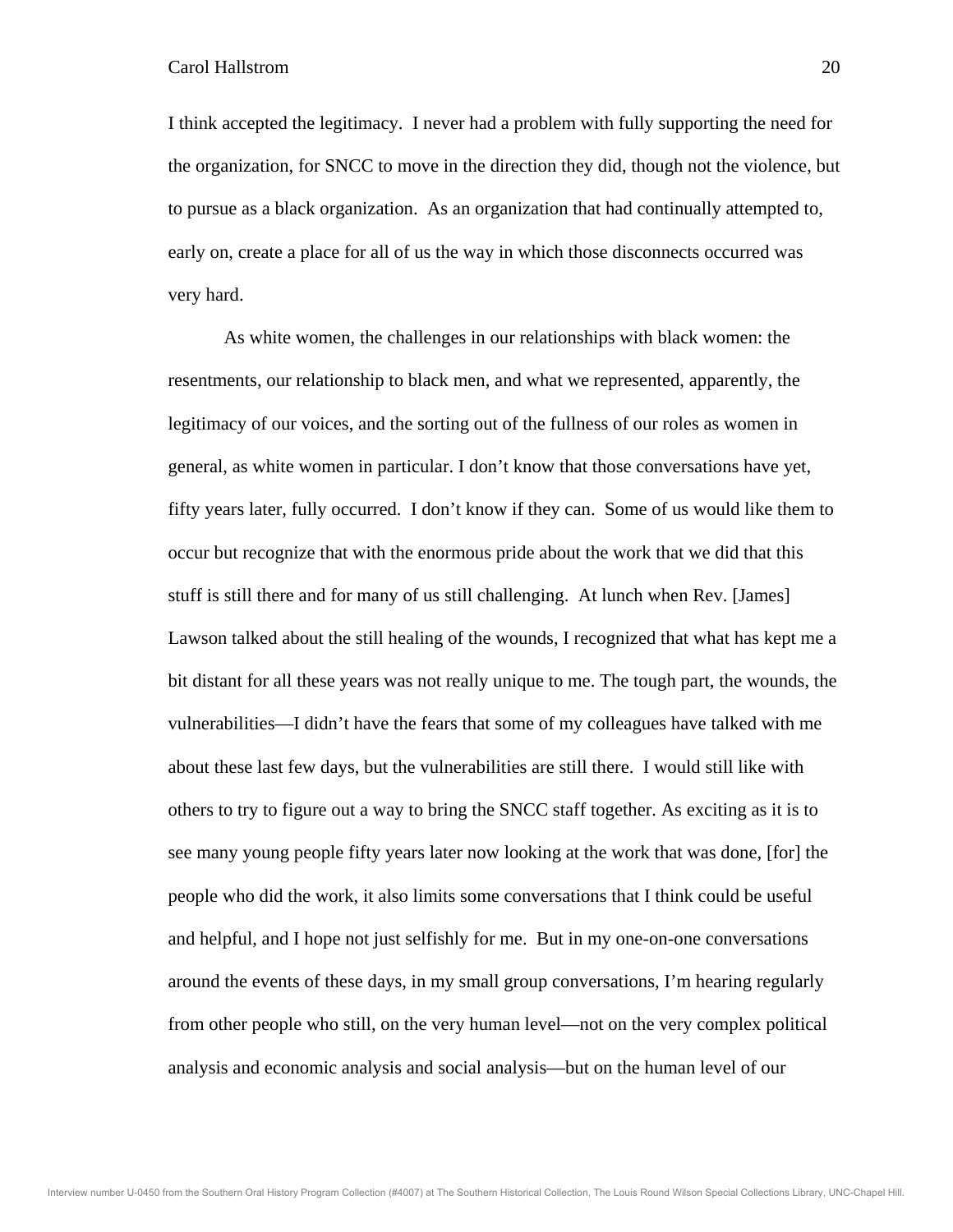I think accepted the legitimacy. I never had a problem with fully supporting the need for the organization, for SNCC to move in the direction they did, though not the violence, but to pursue as a black organization. As an organization that had continually attempted to, early on, create a place for all of us the way in which those disconnects occurred was very hard.

As white women, the challenges in our relationships with black women: the resentments, our relationship to black men, and what we represented, apparently, the legitimacy of our voices, and the sorting out of the fullness of our roles as women in general, as white women in particular. I don't know that those conversations have yet, fifty years later, fully occurred. I don't know if they can. Some of us would like them to occur but recognize that with the enormous pride about the work that we did that this stuff is still there and for many of us still challenging. At lunch when Rev. [James] Lawson talked about the still healing of the wounds, I recognized that what has kept me a bit distant for all these years was not really unique to me. The tough part, the wounds, the vulnerabilities—I didn't have the fears that some of my colleagues have talked with me about these last few days, but the vulnerabilities are still there. I would still like with others to try to figure out a way to bring the SNCC staff together. As exciting as it is to see many young people fifty years later now looking at the work that was done, [for] the people who did the work, it also limits some conversations that I think could be useful and helpful, and I hope not just selfishly for me. But in my one-on-one conversations around the events of these days, in my small group conversations, I'm hearing regularly from other people who still, on the very human level—not on the very complex political analysis and economic analysis and social analysis—but on the human level of our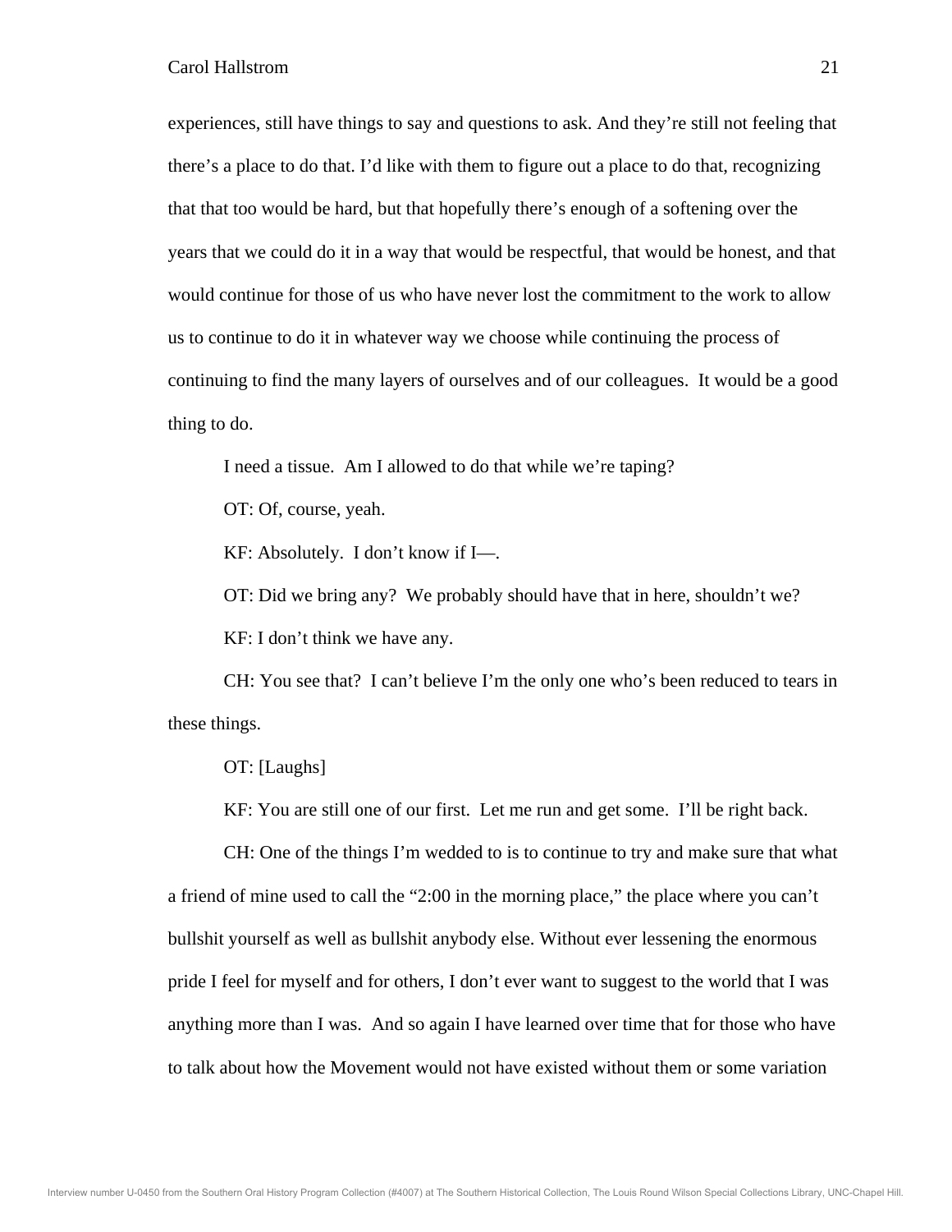experiences, still have things to say and questions to ask. And they're still not feeling that there's a place to do that. I'd like with them to figure out a place to do that, recognizing that that too would be hard, but that hopefully there's enough of a softening over the years that we could do it in a way that would be respectful, that would be honest, and that would continue for those of us who have never lost the commitment to the work to allow us to continue to do it in whatever way we choose while continuing the process of continuing to find the many layers of ourselves and of our colleagues. It would be a good thing to do.

I need a tissue. Am I allowed to do that while we're taping?

OT: Of, course, yeah.

KF: Absolutely. I don't know if I—.

OT: Did we bring any? We probably should have that in here, shouldn't we?

KF: I don't think we have any.

CH: You see that? I can't believe I'm the only one who's been reduced to tears in these things.

OT: [Laughs]

KF: You are still one of our first. Let me run and get some. I'll be right back.

CH: One of the things I'm wedded to is to continue to try and make sure that what a friend of mine used to call the "2:00 in the morning place," the place where you can't bullshit yourself as well as bullshit anybody else. Without ever lessening the enormous pride I feel for myself and for others, I don't ever want to suggest to the world that I was anything more than I was. And so again I have learned over time that for those who have to talk about how the Movement would not have existed without them or some variation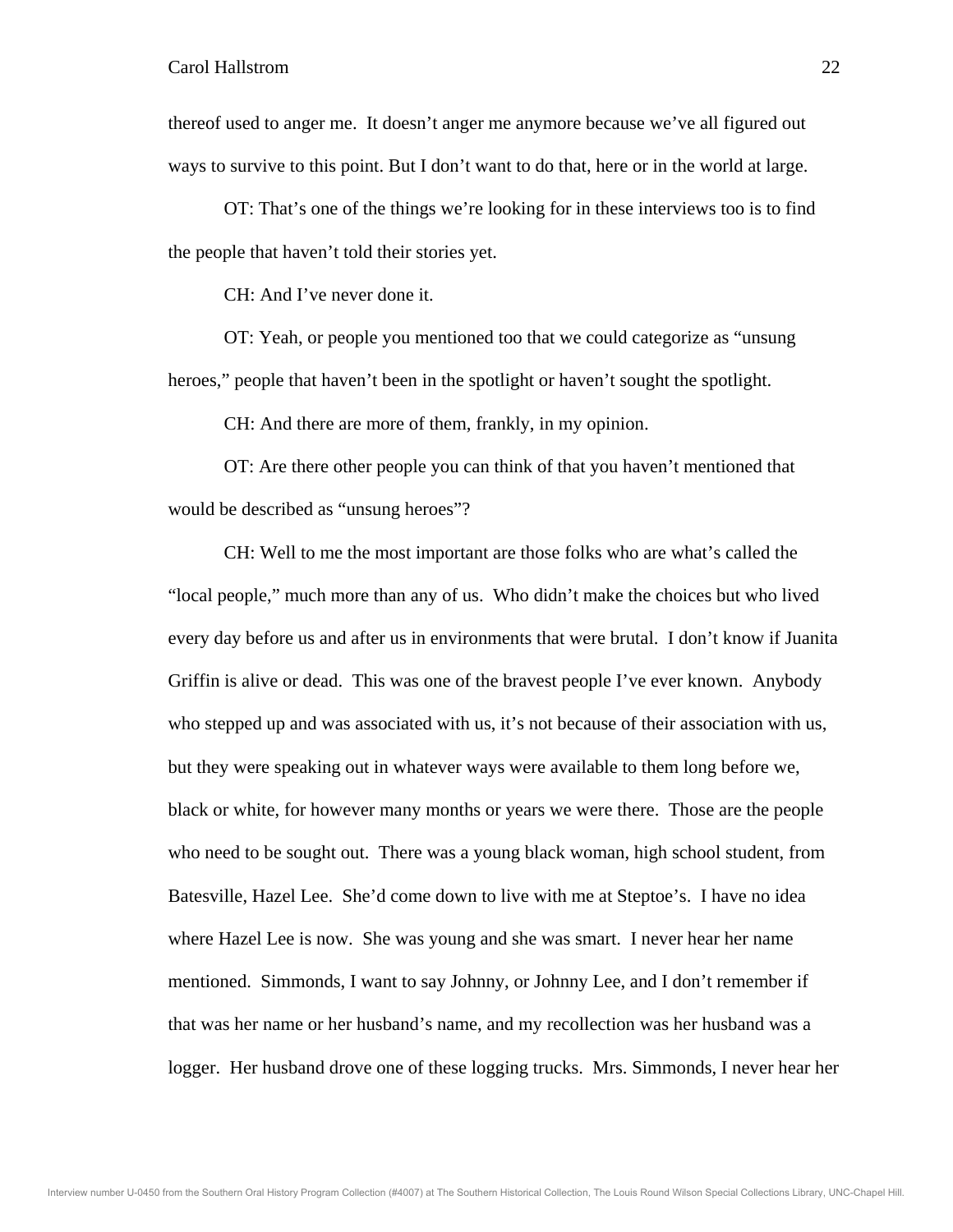thereof used to anger me. It doesn't anger me anymore because we've all figured out ways to survive to this point. But I don't want to do that, here or in the world at large.

OT: That's one of the things we're looking for in these interviews too is to find the people that haven't told their stories yet.

CH: And I've never done it.

OT: Yeah, or people you mentioned too that we could categorize as "unsung heroes," people that haven't been in the spotlight or haven't sought the spotlight.

CH: And there are more of them, frankly, in my opinion.

OT: Are there other people you can think of that you haven't mentioned that would be described as "unsung heroes"?

CH: Well to me the most important are those folks who are what's called the "local people," much more than any of us. Who didn't make the choices but who lived every day before us and after us in environments that were brutal. I don't know if Juanita Griffin is alive or dead. This was one of the bravest people I've ever known. Anybody who stepped up and was associated with us, it's not because of their association with us, but they were speaking out in whatever ways were available to them long before we, black or white, for however many months or years we were there. Those are the people who need to be sought out. There was a young black woman, high school student, from Batesville, Hazel Lee. She'd come down to live with me at Steptoe's. I have no idea where Hazel Lee is now. She was young and she was smart. I never hear her name mentioned. Simmonds, I want to say Johnny, or Johnny Lee, and I don't remember if that was her name or her husband's name, and my recollection was her husband was a logger. Her husband drove one of these logging trucks. Mrs. Simmonds, I never hear her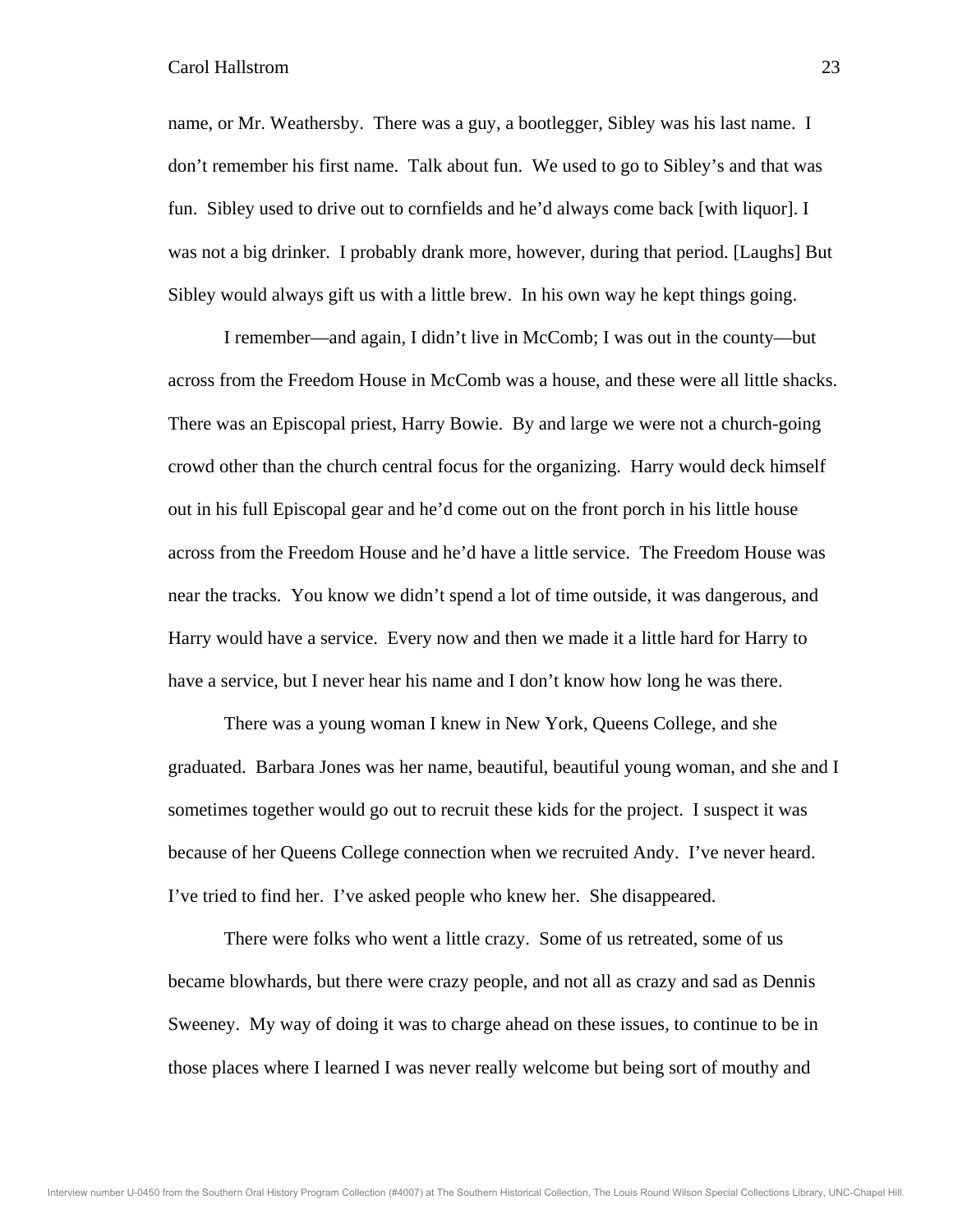name, or Mr. Weathersby. There was a guy, a bootlegger, Sibley was his last name. I don't remember his first name. Talk about fun. We used to go to Sibley's and that was fun. Sibley used to drive out to cornfields and he'd always come back [with liquor]. I was not a big drinker. I probably drank more, however, during that period. [Laughs] But Sibley would always gift us with a little brew. In his own way he kept things going.

I remember—and again, I didn't live in McComb; I was out in the county—but across from the Freedom House in McComb was a house, and these were all little shacks. There was an Episcopal priest, Harry Bowie. By and large we were not a church-going crowd other than the church central focus for the organizing. Harry would deck himself out in his full Episcopal gear and he'd come out on the front porch in his little house across from the Freedom House and he'd have a little service. The Freedom House was near the tracks. You know we didn't spend a lot of time outside, it was dangerous, and Harry would have a service. Every now and then we made it a little hard for Harry to have a service, but I never hear his name and I don't know how long he was there.

There was a young woman I knew in New York, Queens College, and she graduated. Barbara Jones was her name, beautiful, beautiful young woman, and she and I sometimes together would go out to recruit these kids for the project. I suspect it was because of her Queens College connection when we recruited Andy. I've never heard. I've tried to find her. I've asked people who knew her. She disappeared.

There were folks who went a little crazy. Some of us retreated, some of us became blowhards, but there were crazy people, and not all as crazy and sad as Dennis Sweeney. My way of doing it was to charge ahead on these issues, to continue to be in those places where I learned I was never really welcome but being sort of mouthy and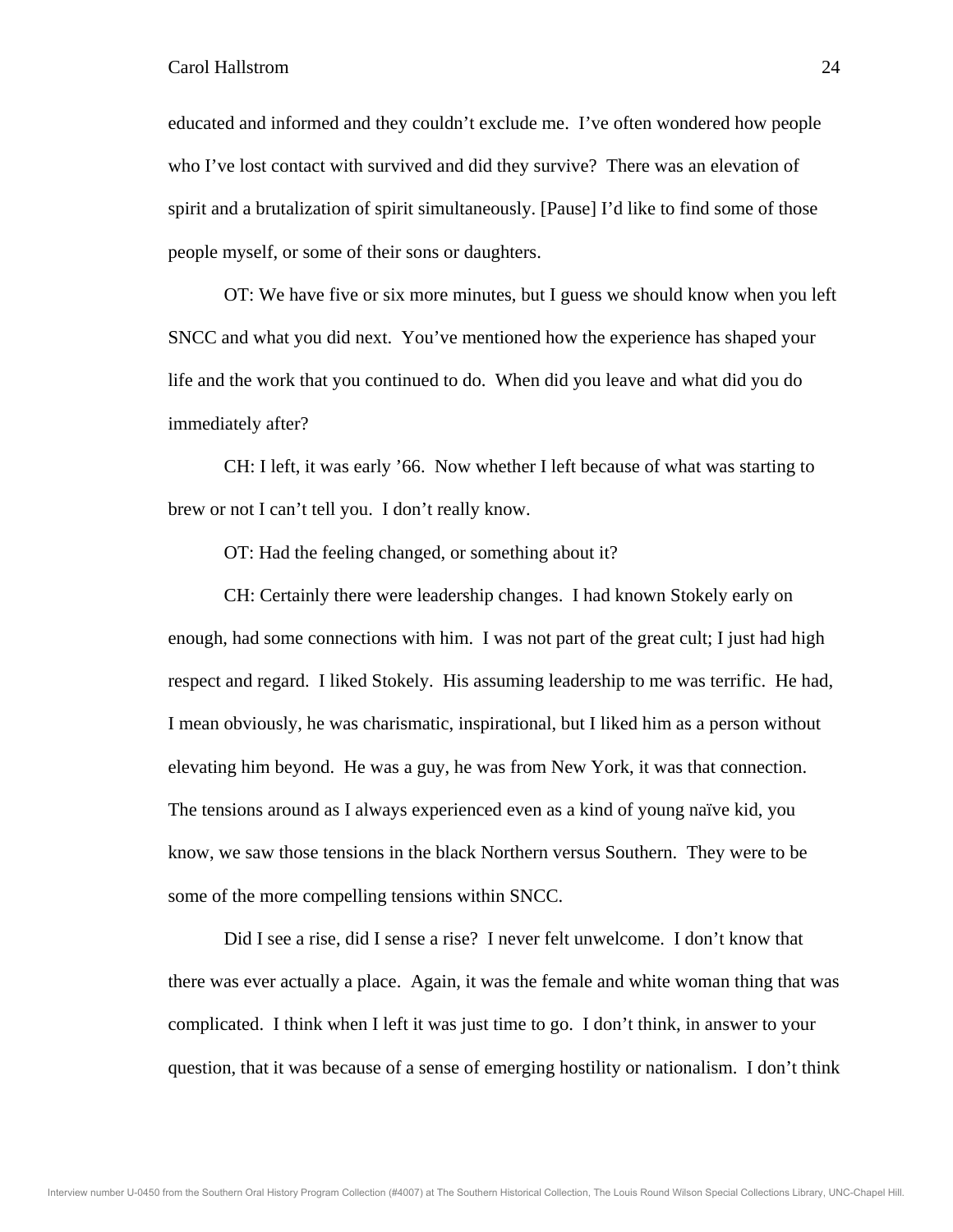educated and informed and they couldn't exclude me. I've often wondered how people who I've lost contact with survived and did they survive? There was an elevation of spirit and a brutalization of spirit simultaneously. [Pause] I'd like to find some of those people myself, or some of their sons or daughters.

OT: We have five or six more minutes, but I guess we should know when you left SNCC and what you did next. You've mentioned how the experience has shaped your life and the work that you continued to do. When did you leave and what did you do immediately after?

CH: I left, it was early '66. Now whether I left because of what was starting to brew or not I can't tell you. I don't really know.

OT: Had the feeling changed, or something about it?

CH: Certainly there were leadership changes. I had known Stokely early on enough, had some connections with him. I was not part of the great cult; I just had high respect and regard. I liked Stokely. His assuming leadership to me was terrific. He had, I mean obviously, he was charismatic, inspirational, but I liked him as a person without elevating him beyond. He was a guy, he was from New York, it was that connection. The tensions around as I always experienced even as a kind of young naïve kid, you know, we saw those tensions in the black Northern versus Southern. They were to be some of the more compelling tensions within SNCC.

Did I see a rise, did I sense a rise? I never felt unwelcome. I don't know that there was ever actually a place. Again, it was the female and white woman thing that was complicated. I think when I left it was just time to go. I don't think, in answer to your question, that it was because of a sense of emerging hostility or nationalism. I don't think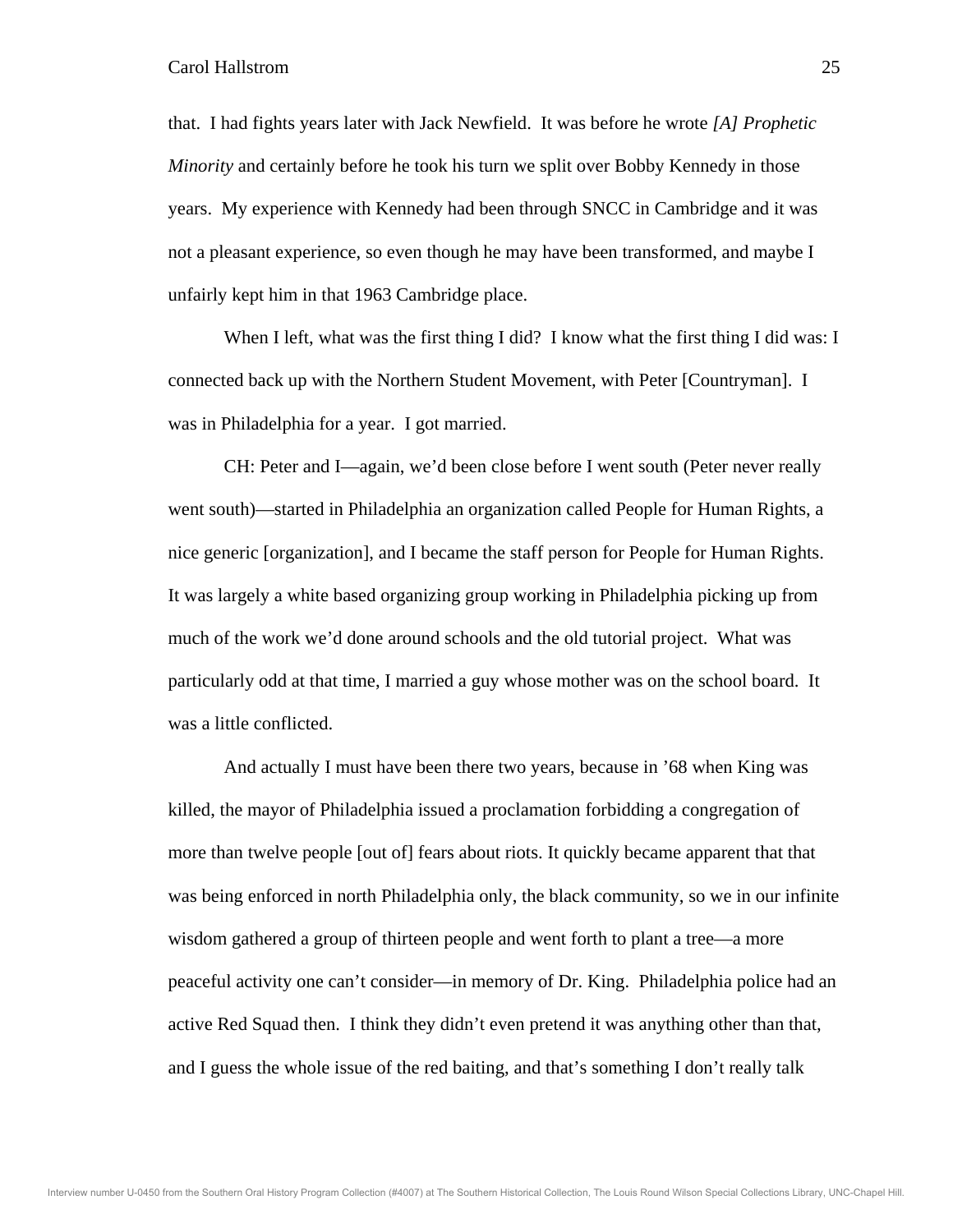that. I had fights years later with Jack Newfield. It was before he wrote *[A] Prophetic Minority* and certainly before he took his turn we split over Bobby Kennedy in those years. My experience with Kennedy had been through SNCC in Cambridge and it was not a pleasant experience, so even though he may have been transformed, and maybe I unfairly kept him in that 1963 Cambridge place.

When I left, what was the first thing I did? I know what the first thing I did was: I connected back up with the Northern Student Movement, with Peter [Countryman]. I was in Philadelphia for a year. I got married.

CH: Peter and I—again, we'd been close before I went south (Peter never really went south)—started in Philadelphia an organization called People for Human Rights, a nice generic [organization], and I became the staff person for People for Human Rights. It was largely a white based organizing group working in Philadelphia picking up from much of the work we'd done around schools and the old tutorial project. What was particularly odd at that time, I married a guy whose mother was on the school board. It was a little conflicted.

And actually I must have been there two years, because in '68 when King was killed, the mayor of Philadelphia issued a proclamation forbidding a congregation of more than twelve people [out of] fears about riots. It quickly became apparent that that was being enforced in north Philadelphia only, the black community, so we in our infinite wisdom gathered a group of thirteen people and went forth to plant a tree—a more peaceful activity one can't consider—in memory of Dr. King. Philadelphia police had an active Red Squad then. I think they didn't even pretend it was anything other than that, and I guess the whole issue of the red baiting, and that's something I don't really talk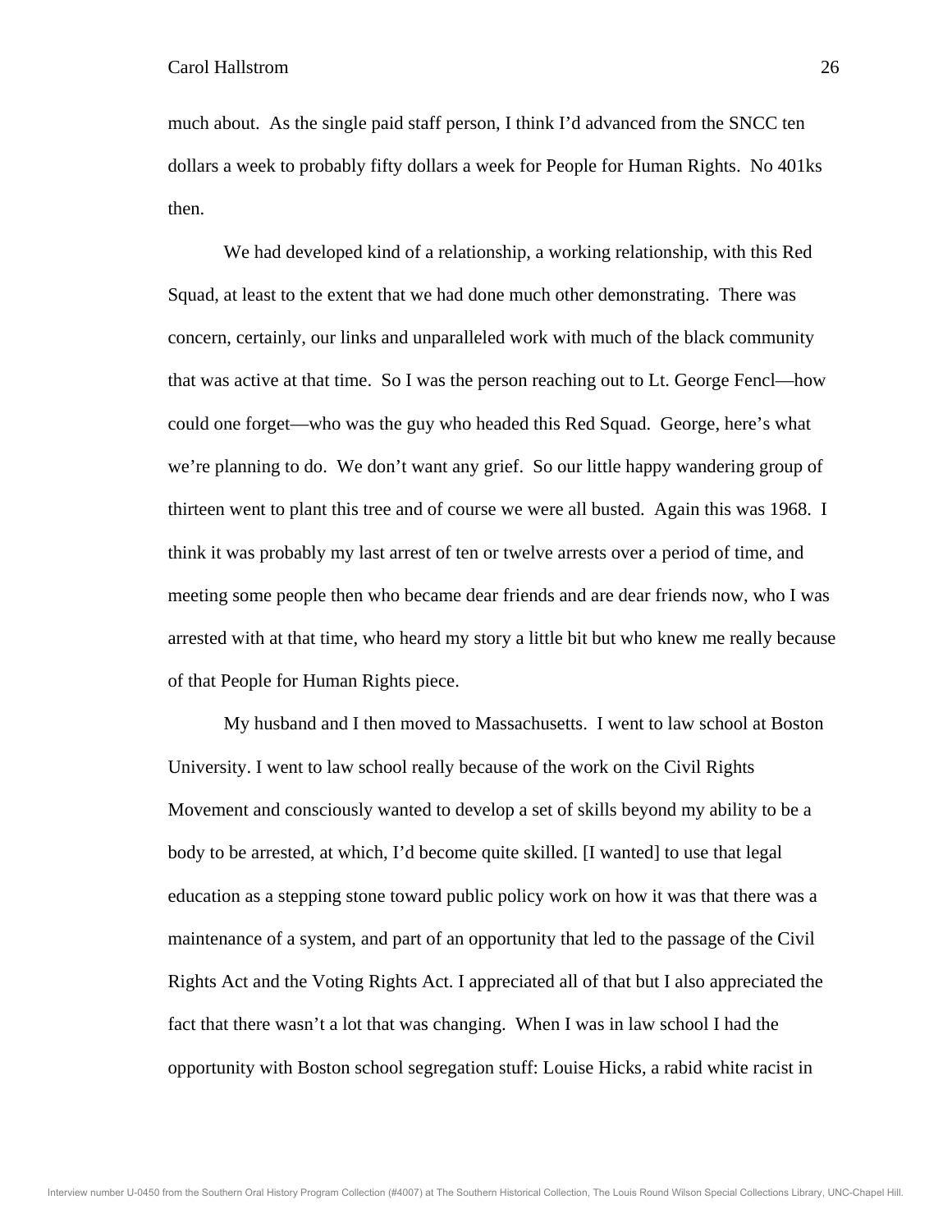much about. As the single paid staff person, I think I'd advanced from the SNCC ten dollars a week to probably fifty dollars a week for People for Human Rights. No 401ks then.

We had developed kind of a relationship, a working relationship, with this Red Squad, at least to the extent that we had done much other demonstrating. There was concern, certainly, our links and unparalleled work with much of the black community that was active at that time. So I was the person reaching out to Lt. George Fencl—how could one forget—who was the guy who headed this Red Squad. George, here's what we're planning to do. We don't want any grief. So our little happy wandering group of thirteen went to plant this tree and of course we were all busted. Again this was 1968. I think it was probably my last arrest of ten or twelve arrests over a period of time, and meeting some people then who became dear friends and are dear friends now, who I was arrested with at that time, who heard my story a little bit but who knew me really because of that People for Human Rights piece.

My husband and I then moved to Massachusetts. I went to law school at Boston University. I went to law school really because of the work on the Civil Rights Movement and consciously wanted to develop a set of skills beyond my ability to be a body to be arrested, at which, I'd become quite skilled. [I wanted] to use that legal education as a stepping stone toward public policy work on how it was that there was a maintenance of a system, and part of an opportunity that led to the passage of the Civil Rights Act and the Voting Rights Act. I appreciated all of that but I also appreciated the fact that there wasn't a lot that was changing. When I was in law school I had the opportunity with Boston school segregation stuff: Louise Hicks, a rabid white racist in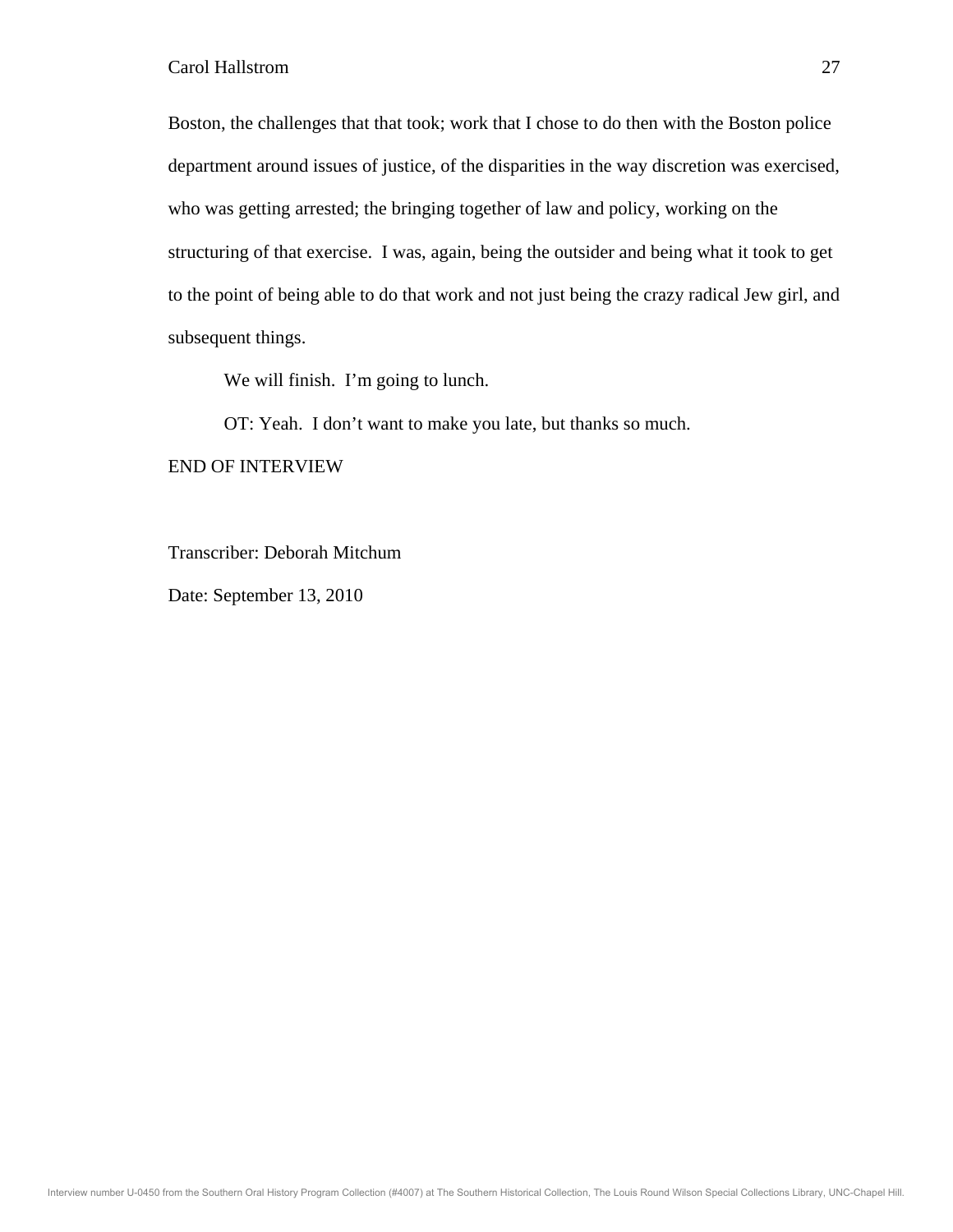Boston, the challenges that that took; work that I chose to do then with the Boston police department around issues of justice, of the disparities in the way discretion was exercised, who was getting arrested; the bringing together of law and policy, working on the structuring of that exercise. I was, again, being the outsider and being what it took to get to the point of being able to do that work and not just being the crazy radical Jew girl, and subsequent things.

We will finish. I'm going to lunch.

OT: Yeah. I don't want to make you late, but thanks so much.

END OF INTERVIEW

Transcriber: Deborah Mitchum

Date: September 13, 2010